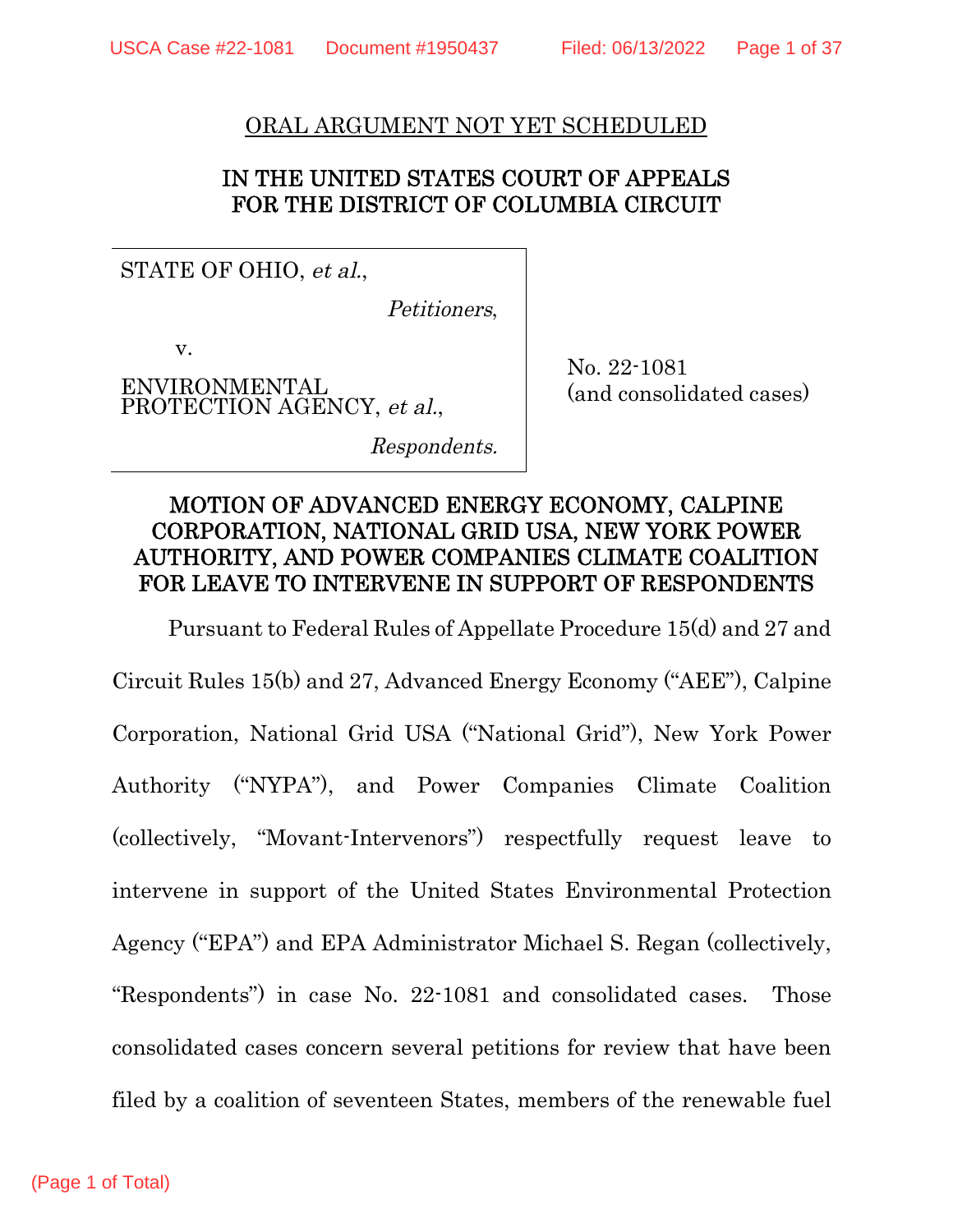ORAL ARGUMENT NOT YET SCHEDULED

IN THE UNITED STATES COURT OF APPEALS
FOR THE DISTRICT OF COLUMBIA CIRCUIT

| | |
|---|---|
| STATE OF OHIO, *et al.*,<br>*Petitioners*,<br>v.<br>ENVIRONMENTAL PROTECTION AGENCY, *et al.*,<br>*Respondents.* | No. 22-1081<br>(and consolidated cases) |

## MOTION OF ADVANCED ENERGY ECONOMY, CALPINE CORPORATION, NATIONAL GRID USA, NEW YORK POWER AUTHORITY, AND POWER COMPANIES CLIMATE COALITION FOR LEAVE TO INTERVENE IN SUPPORT OF RESPONDENTS

Pursuant to Federal Rules of Appellate Procedure 15(d) and 27 and Circuit Rules 15(b) and 27, Advanced Energy Economy ("AEE"), Calpine Corporation, National Grid USA ("National Grid"), New York Power Authority ("NYPA"), and Power Companies Climate Coalition (collectively, "Movant-Intervenors") respectfully request leave to intervene in support of the United States Environmental Protection Agency ("EPA") and EPA Administrator Michael S. Regan (collectively, "Respondents") in case No. 22-1081 and consolidated cases. Those consolidated cases concern several petitions for review that have been filed by a coalition of seventeen States, members of the renewable fuel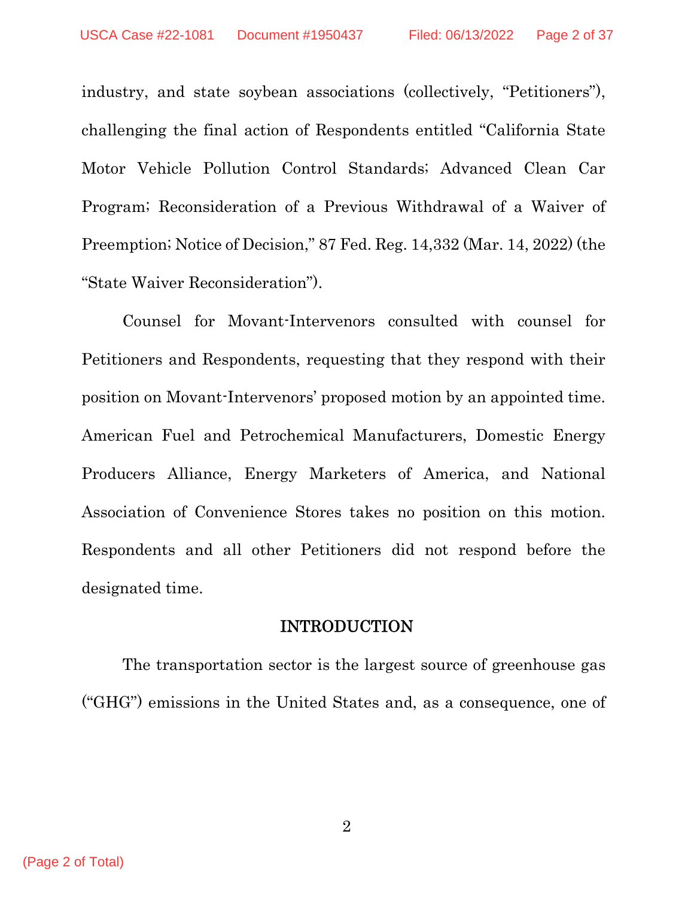industry, and state soybean associations (collectively, "Petitioners"), challenging the final action of Respondents entitled "California State Motor Vehicle Pollution Control Standards; Advanced Clean Car Program; Reconsideration of a Previous Withdrawal of a Waiver of Preemption; Notice of Decision," 87 Fed. Reg. 14,332 (Mar. 14, 2022) (the "State Waiver Reconsideration").

Counsel for Movant-Intervenors consulted with counsel for Petitioners and Respondents, requesting that they respond with their position on Movant-Intervenors' proposed motion by an appointed time. American Fuel and Petrochemical Manufacturers, Domestic Energy Producers Alliance, Energy Marketers of America, and National Association of Convenience Stores takes no position on this motion. Respondents and all other Petitioners did not respond before the designated time.

## INTRODUCTION

The transportation sector is the largest source of greenhouse gas ("GHG") emissions in the United States and, as a consequence, one of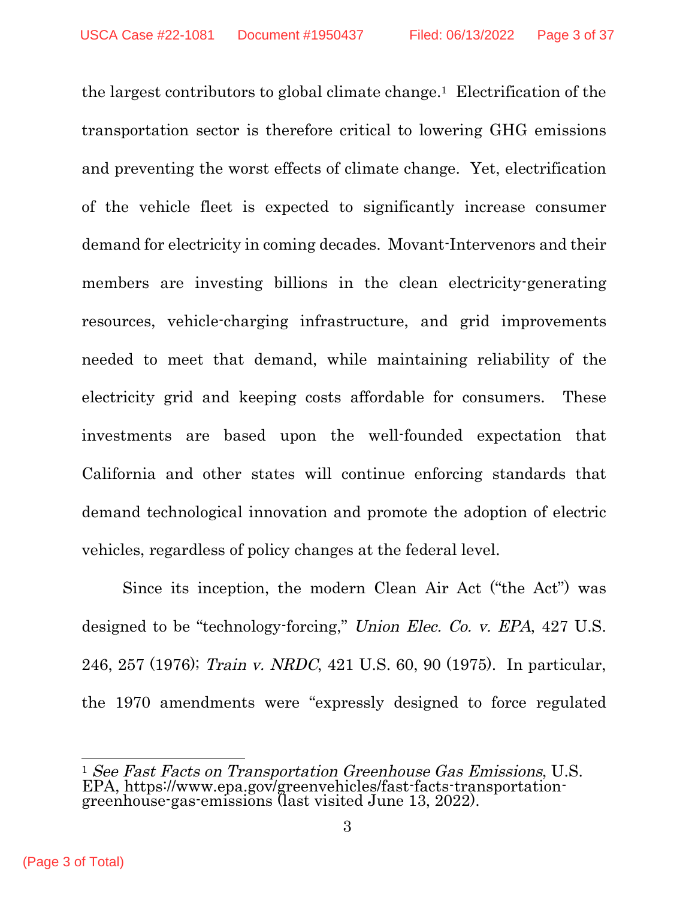the largest contributors to global climate change.[1] Electrification of the transportation sector is therefore critical to lowering GHG emissions and preventing the worst effects of climate change. Yet, electrification of the vehicle fleet is expected to significantly increase consumer demand for electricity in coming decades. Movant-Intervenors and their members are investing billions in the clean electricity-generating resources, vehicle-charging infrastructure, and grid improvements needed to meet that demand, while maintaining reliability of the electricity grid and keeping costs affordable for consumers. These investments are based upon the well-founded expectation that California and other states will continue enforcing standards that demand technological innovation and promote the adoption of electric vehicles, regardless of policy changes at the federal level.

Since its inception, the modern Clean Air Act ("the Act") was designed to be "technology-forcing," *Union Elec. Co. v. EPA*, 427 U.S. 246, 257 (1976); *Train v. NRDC*, 421 U.S. 60, 90 (1975). In particular, the 1970 amendments were "expressly designed to force regulated

---

[1] *See Fast Facts on Transportation Greenhouse Gas Emissions*, U.S. EPA, https://www.epa.gov/greenvehicles/fast-facts-transportation-greenhouse-gas-emissions (last visited June 13, 2022).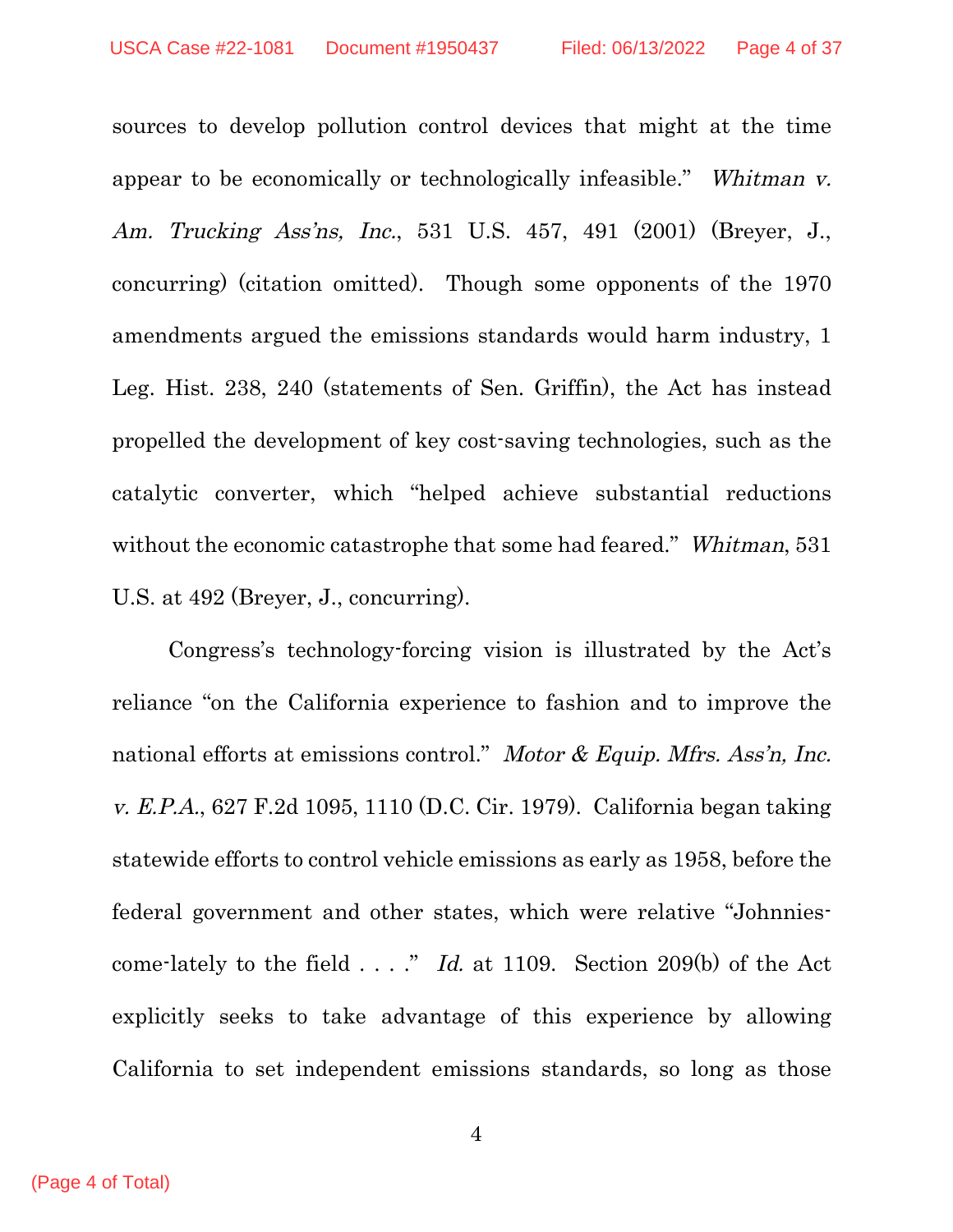sources to develop pollution control devices that might at the time appear to be economically or technologically infeasible." *Whitman v. Am. Trucking Ass'ns, Inc.*, 531 U.S. 457, 491 (2001) (Breyer, J., concurring) (citation omitted). Though some opponents of the 1970 amendments argued the emissions standards would harm industry, 1 Leg. Hist. 238, 240 (statements of Sen. Griffin), the Act has instead propelled the development of key cost-saving technologies, such as the catalytic converter, which "helped achieve substantial reductions without the economic catastrophe that some had feared." *Whitman*, 531 U.S. at 492 (Breyer, J., concurring).

Congress's technology-forcing vision is illustrated by the Act's reliance "on the California experience to fashion and to improve the national efforts at emissions control." *Motor & Equip. Mfrs. Ass'n, Inc. v. E.P.A.*, 627 F.2d 1095, 1110 (D.C. Cir. 1979). California began taking statewide efforts to control vehicle emissions as early as 1958, before the federal government and other states, which were relative "Johnnies-come-lately to the field . . . ." *Id.* at 1109. Section 209(b) of the Act explicitly seeks to take advantage of this experience by allowing California to set independent emissions standards, so long as those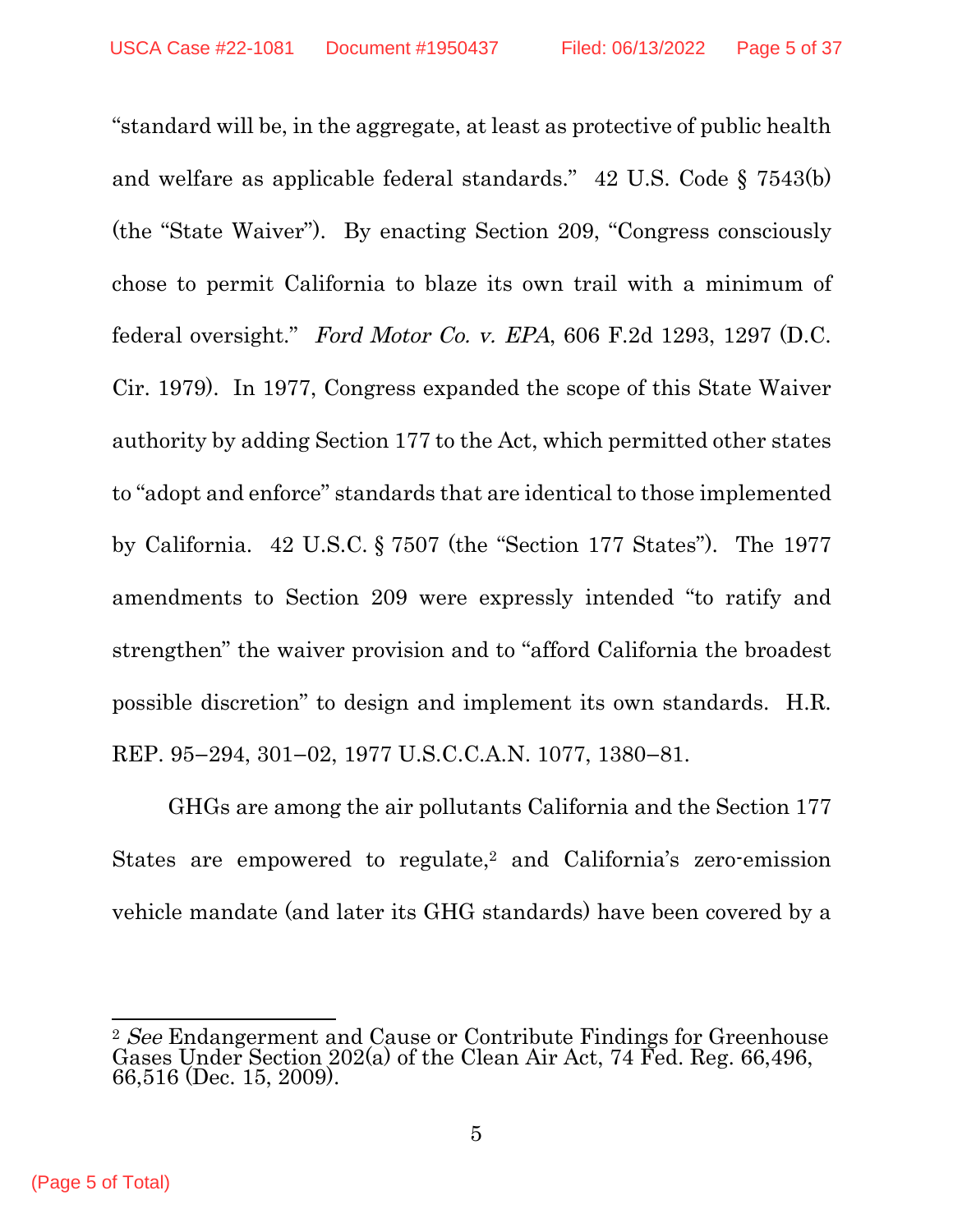"standard will be, in the aggregate, at least as protective of public health and welfare as applicable federal standards." 42 U.S. Code § 7543(b) (the "State Waiver"). By enacting Section 209, "Congress consciously chose to permit California to blaze its own trail with a minimum of federal oversight." *Ford Motor Co. v. EPA*, 606 F.2d 1293, 1297 (D.C. Cir. 1979). In 1977, Congress expanded the scope of this State Waiver authority by adding Section 177 to the Act, which permitted other states to "adopt and enforce" standards that are identical to those implemented by California. 42 U.S.C. § 7507 (the "Section 177 States"). The 1977 amendments to Section 209 were expressly intended "to ratify and strengthen" the waiver provision and to "afford California the broadest possible discretion" to design and implement its own standards. H.R. REP. 95–294, 301–02, 1977 U.S.C.C.A.N. 1077, 1380–81.

GHGs are among the air pollutants California and the Section 177 States are empowered to regulate,[2] and California's zero-emission vehicle mandate (and later its GHG standards) have been covered by a

[2] *See* Endangerment and Cause or Contribute Findings for Greenhouse Gases Under Section 202(a) of the Clean Air Act, 74 Fed. Reg. 66,496, 66,516 (Dec. 15, 2009).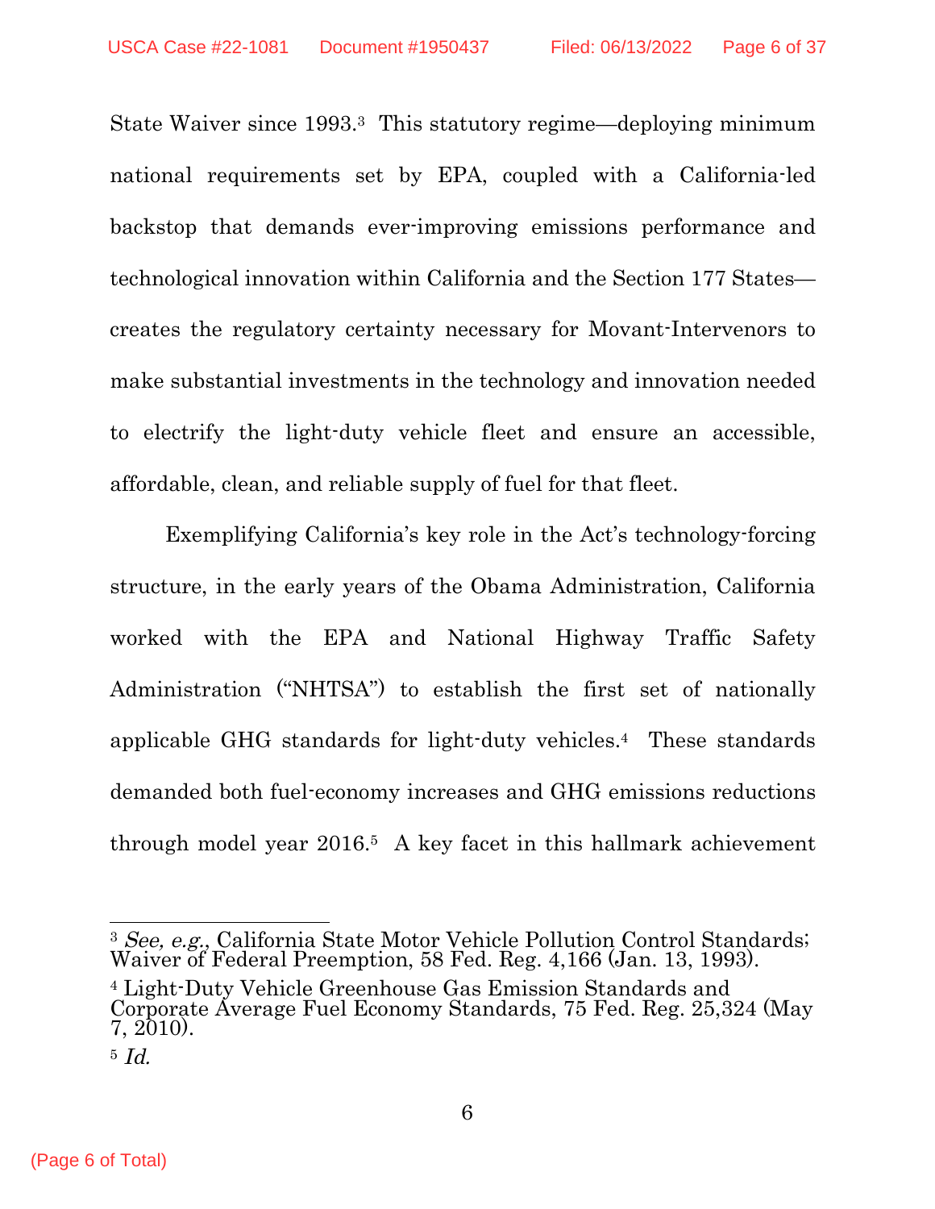State Waiver since 1993.[3] This statutory regime—deploying minimum national requirements set by EPA, coupled with a California-led backstop that demands ever-improving emissions performance and technological innovation within California and the Section 177 States—creates the regulatory certainty necessary for Movant-Intervenors to make substantial investments in the technology and innovation needed to electrify the light-duty vehicle fleet and ensure an accessible, affordable, clean, and reliable supply of fuel for that fleet.

Exemplifying California's key role in the Act's technology-forcing structure, in the early years of the Obama Administration, California worked with the EPA and National Highway Traffic Safety Administration ("NHTSA") to establish the first set of nationally applicable GHG standards for light-duty vehicles.[4] These standards demanded both fuel-economy increases and GHG emissions reductions through model year 2016.[5] A key facet in this hallmark achievement

---

[3] *See, e.g.*, California State Motor Vehicle Pollution Control Standards; Waiver of Federal Preemption, 58 Fed. Reg. 4,166 (Jan. 13, 1993).

[4] Light-Duty Vehicle Greenhouse Gas Emission Standards and Corporate Average Fuel Economy Standards, 75 Fed. Reg. 25,324 (May 7, 2010).

[5] *Id.*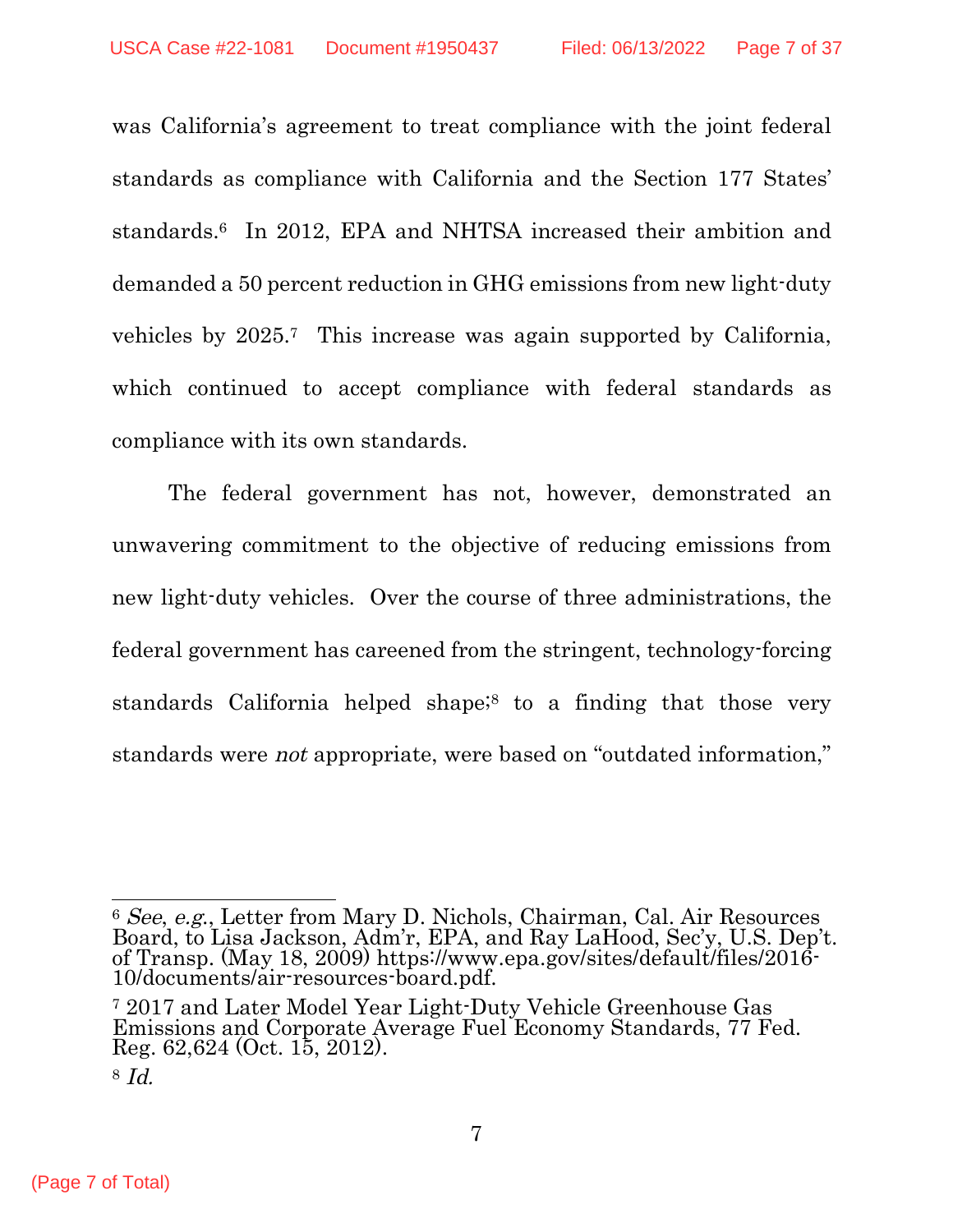was California's agreement to treat compliance with the joint federal standards as compliance with California and the Section 177 States' standards.[6] In 2012, EPA and NHTSA increased their ambition and demanded a 50 percent reduction in GHG emissions from new light-duty vehicles by 2025.[7] This increase was again supported by California, which continued to accept compliance with federal standards as compliance with its own standards.

The federal government has not, however, demonstrated an unwavering commitment to the objective of reducing emissions from new light-duty vehicles. Over the course of three administrations, the federal government has careened from the stringent, technology-forcing standards California helped shape;[8] to a finding that those very standards were *not* appropriate, were based on "outdated information,"

---

[6] *See*, *e.g.*, Letter from Mary D. Nichols, Chairman, Cal. Air Resources Board, to Lisa Jackson, Adm'r, EPA, and Ray LaHood, Sec'y, U.S. Dep't. of Transp. (May 18, 2009) https://www.epa.gov/sites/default/files/2016-10/documents/air-resources-board.pdf.

[7] 2017 and Later Model Year Light-Duty Vehicle Greenhouse Gas Emissions and Corporate Average Fuel Economy Standards, 77 Fed. Reg. 62,624 (Oct. 15, 2012).

[8] *Id.*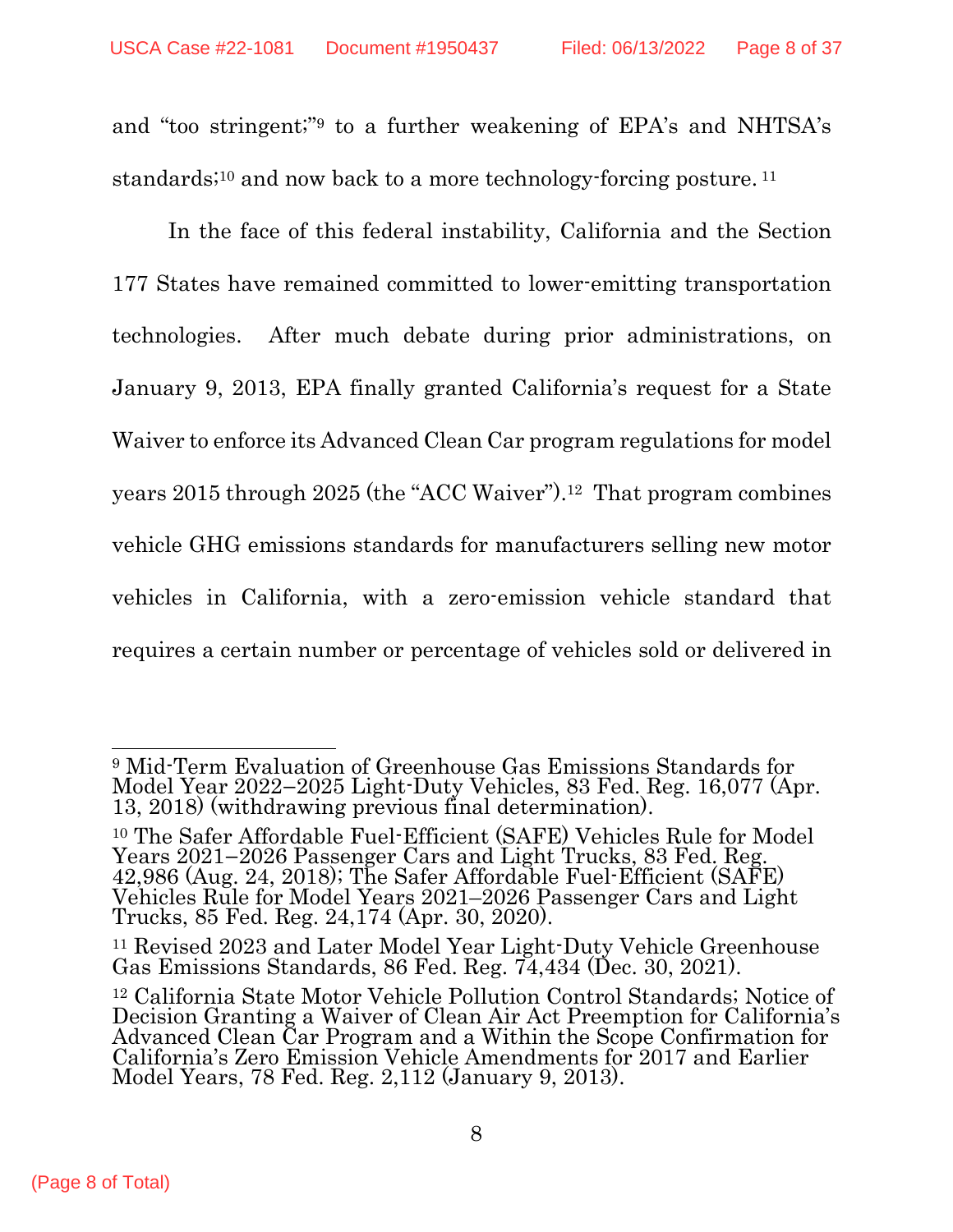and "too stringent;"[9] to a further weakening of EPA's and NHTSA's standards;[10] and now back to a more technology-forcing posture.[11]

In the face of this federal instability, California and the Section 177 States have remained committed to lower-emitting transportation technologies. After much debate during prior administrations, on January 9, 2013, EPA finally granted California's request for a State Waiver to enforce its Advanced Clean Car program regulations for model years 2015 through 2025 (the "ACC Waiver").[12] That program combines vehicle GHG emissions standards for manufacturers selling new motor vehicles in California, with a zero-emission vehicle standard that requires a certain number or percentage of vehicles sold or delivered in

---

[9] Mid-Term Evaluation of Greenhouse Gas Emissions Standards for Model Year 2022–2025 Light-Duty Vehicles, 83 Fed. Reg. 16,077 (Apr. 13, 2018) (withdrawing previous final determination).

[10] The Safer Affordable Fuel-Efficient (SAFE) Vehicles Rule for Model Years 2021–2026 Passenger Cars and Light Trucks, 83 Fed. Reg. 42,986 (Aug. 24, 2018); The Safer Affordable Fuel-Efficient (SAFE) Vehicles Rule for Model Years 2021–2026 Passenger Cars and Light Trucks, 85 Fed. Reg. 24,174 (Apr. 30, 2020).

[11] Revised 2023 and Later Model Year Light-Duty Vehicle Greenhouse Gas Emissions Standards, 86 Fed. Reg. 74,434 (Dec. 30, 2021).

[12] California State Motor Vehicle Pollution Control Standards; Notice of Decision Granting a Waiver of Clean Air Act Preemption for California's Advanced Clean Car Program and a Within the Scope Confirmation for California's Zero Emission Vehicle Amendments for 2017 and Earlier Model Years, 78 Fed. Reg. 2,112 (January 9, 2013).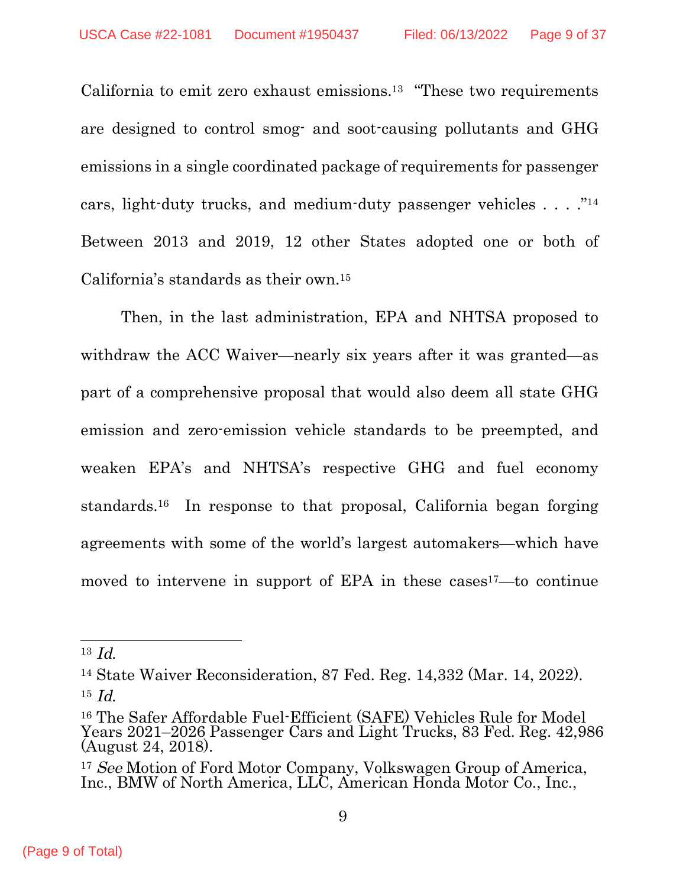California to emit zero exhaust emissions.[13] "These two requirements are designed to control smog- and soot-causing pollutants and GHG emissions in a single coordinated package of requirements for passenger cars, light-duty trucks, and medium-duty passenger vehicles . . . ."[14] Between 2013 and 2019, 12 other States adopted one or both of California's standards as their own.[15]

Then, in the last administration, EPA and NHTSA proposed to withdraw the ACC Waiver—nearly six years after it was granted—as part of a comprehensive proposal that would also deem all state GHG emission and zero-emission vehicle standards to be preempted, and weaken EPA's and NHTSA's respective GHG and fuel economy standards.[16] In response to that proposal, California began forging agreements with some of the world's largest automakers—which have moved to intervene in support of EPA in these cases[17]—to continue

---

[13] *Id.*

[14] State Waiver Reconsideration, 87 Fed. Reg. 14,332 (Mar. 14, 2022).

[15] *Id.*

[16] The Safer Affordable Fuel-Efficient (SAFE) Vehicles Rule for Model Years 2021–2026 Passenger Cars and Light Trucks, 83 Fed. Reg. 42,986 (August 24, 2018).

[17] *See* Motion of Ford Motor Company, Volkswagen Group of America, Inc., BMW of North America, LLC, American Honda Motor Co., Inc.,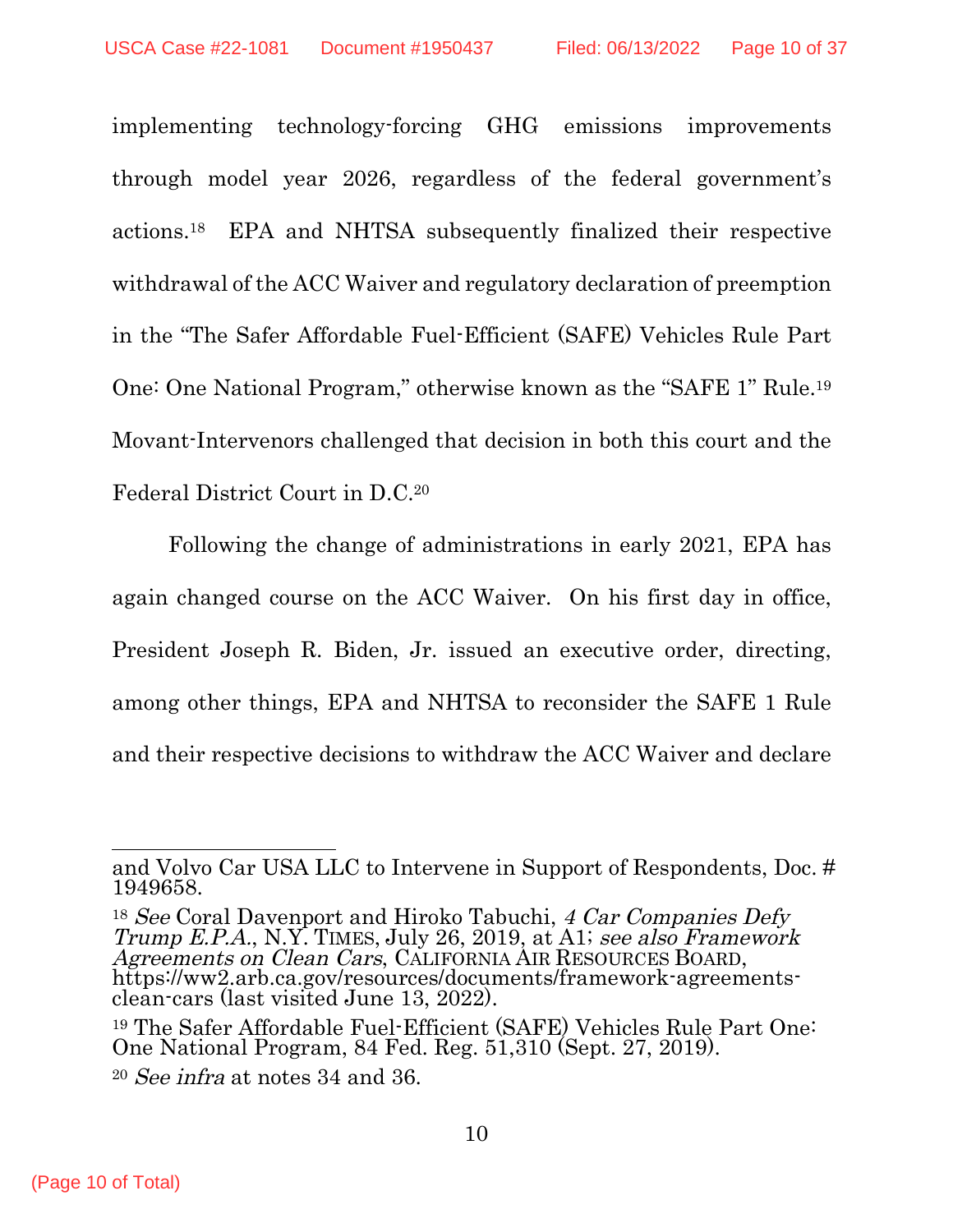implementing technology-forcing GHG emissions improvements through model year 2026, regardless of the federal government's actions.[18] EPA and NHTSA subsequently finalized their respective withdrawal of the ACC Waiver and regulatory declaration of preemption in the "The Safer Affordable Fuel-Efficient (SAFE) Vehicles Rule Part One: One National Program," otherwise known as the "SAFE 1" Rule.[19] Movant-Intervenors challenged that decision in both this court and the Federal District Court in D.C.[20]

Following the change of administrations in early 2021, EPA has again changed course on the ACC Waiver. On his first day in office, President Joseph R. Biden, Jr. issued an executive order, directing, among other things, EPA and NHTSA to reconsider the SAFE 1 Rule and their respective decisions to withdraw the ACC Waiver and declare

---

and Volvo Car USA LLC to Intervene in Support of Respondents, Doc. # 1949658.

[18] *See* Coral Davenport and Hiroko Tabuchi, *4 Car Companies Defy Trump E.P.A.*, N.Y. TIMES, July 26, 2019, at A1; *see also Framework Agreements on Clean Cars*, CALIFORNIA AIR RESOURCES BOARD, https://ww2.arb.ca.gov/resources/documents/framework-agreements-clean-cars (last visited June 13, 2022).

[19] The Safer Affordable Fuel-Efficient (SAFE) Vehicles Rule Part One: One National Program, 84 Fed. Reg. 51,310 (Sept. 27, 2019).

[20] *See infra* at notes 34 and 36.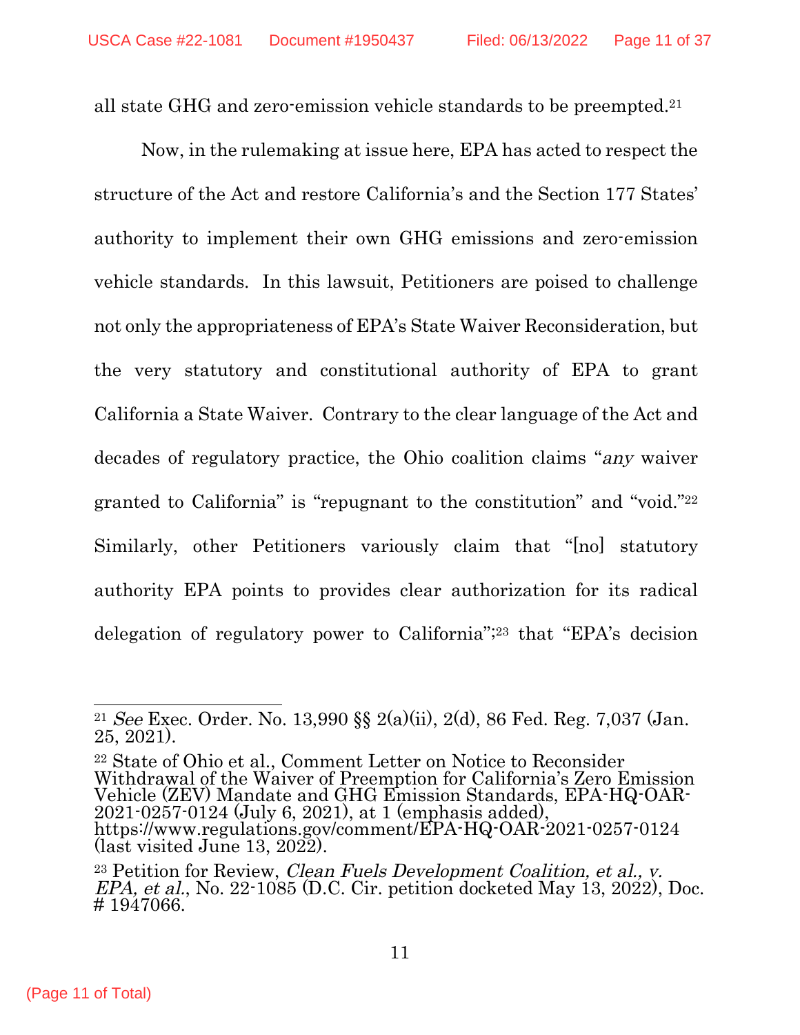all state GHG and zero-emission vehicle standards to be preempted.[21]

Now, in the rulemaking at issue here, EPA has acted to respect the structure of the Act and restore California's and the Section 177 States' authority to implement their own GHG emissions and zero-emission vehicle standards. In this lawsuit, Petitioners are poised to challenge not only the appropriateness of EPA's State Waiver Reconsideration, but the very statutory and constitutional authority of EPA to grant California a State Waiver. Contrary to the clear language of the Act and decades of regulatory practice, the Ohio coalition claims "*any* waiver granted to California" is "repugnant to the constitution" and "void."[22] Similarly, other Petitioners variously claim that "[no] statutory authority EPA points to provides clear authorization for its radical delegation of regulatory power to California";[23] that "EPA's decision

---

[21] *See* Exec. Order. No. 13,990 §§ 2(a)(ii), 2(d), 86 Fed. Reg. 7,037 (Jan. 25, 2021).

[22] State of Ohio et al., Comment Letter on Notice to Reconsider Withdrawal of the Waiver of Preemption for California's Zero Emission Vehicle (ZEV) Mandate and GHG Emission Standards, EPA-HQ-OAR-2021-0257-0124 (July 6, 2021), at 1 (emphasis added), https://www.regulations.gov/comment/EPA-HQ-OAR-2021-0257-0124 (last visited June 13, 2022).

[23] Petition for Review, *Clean Fuels Development Coalition, et al., v. EPA, et al.*, No. 22-1085 (D.C. Cir. petition docketed May 13, 2022), Doc. # 1947066.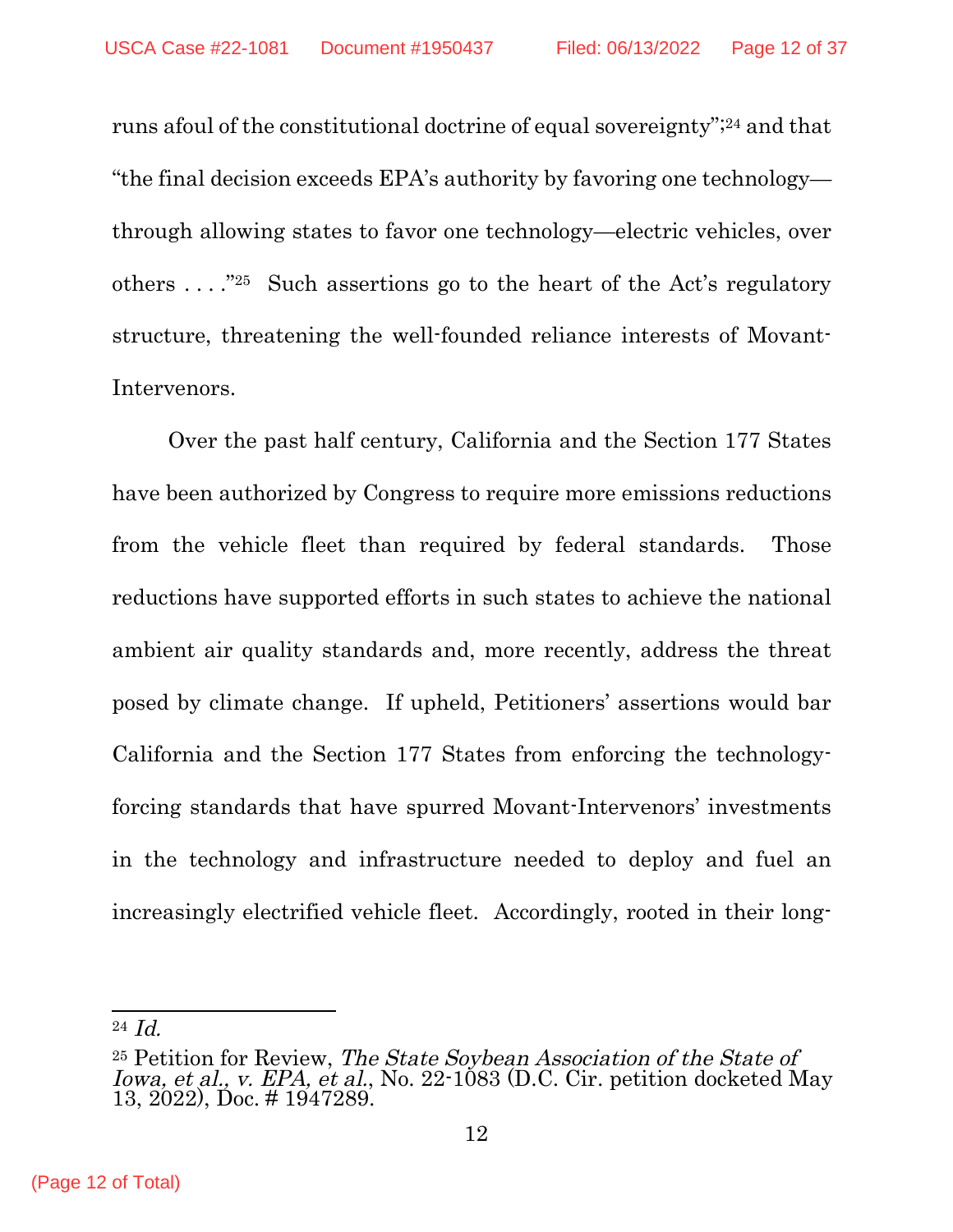runs afoul of the constitutional doctrine of equal sovereignty";[24] and that "the final decision exceeds EPA's authority by favoring one technology—through allowing states to favor one technology—electric vehicles, over others . . . ."[25] Such assertions go to the heart of the Act's regulatory structure, threatening the well-founded reliance interests of Movant-Intervenors.

Over the past half century, California and the Section 177 States have been authorized by Congress to require more emissions reductions from the vehicle fleet than required by federal standards. Those reductions have supported efforts in such states to achieve the national ambient air quality standards and, more recently, address the threat posed by climate change. If upheld, Petitioners' assertions would bar California and the Section 177 States from enforcing the technology-forcing standards that have spurred Movant-Intervenors' investments in the technology and infrastructure needed to deploy and fuel an increasingly electrified vehicle fleet. Accordingly, rooted in their long-

---

[24] *Id.*

[25] Petition for Review, *The State Soybean Association of the State of Iowa, et al., v. EPA, et al.*, No. 22-1083 (D.C. Cir. petition docketed May 13, 2022), Doc. # 1947289.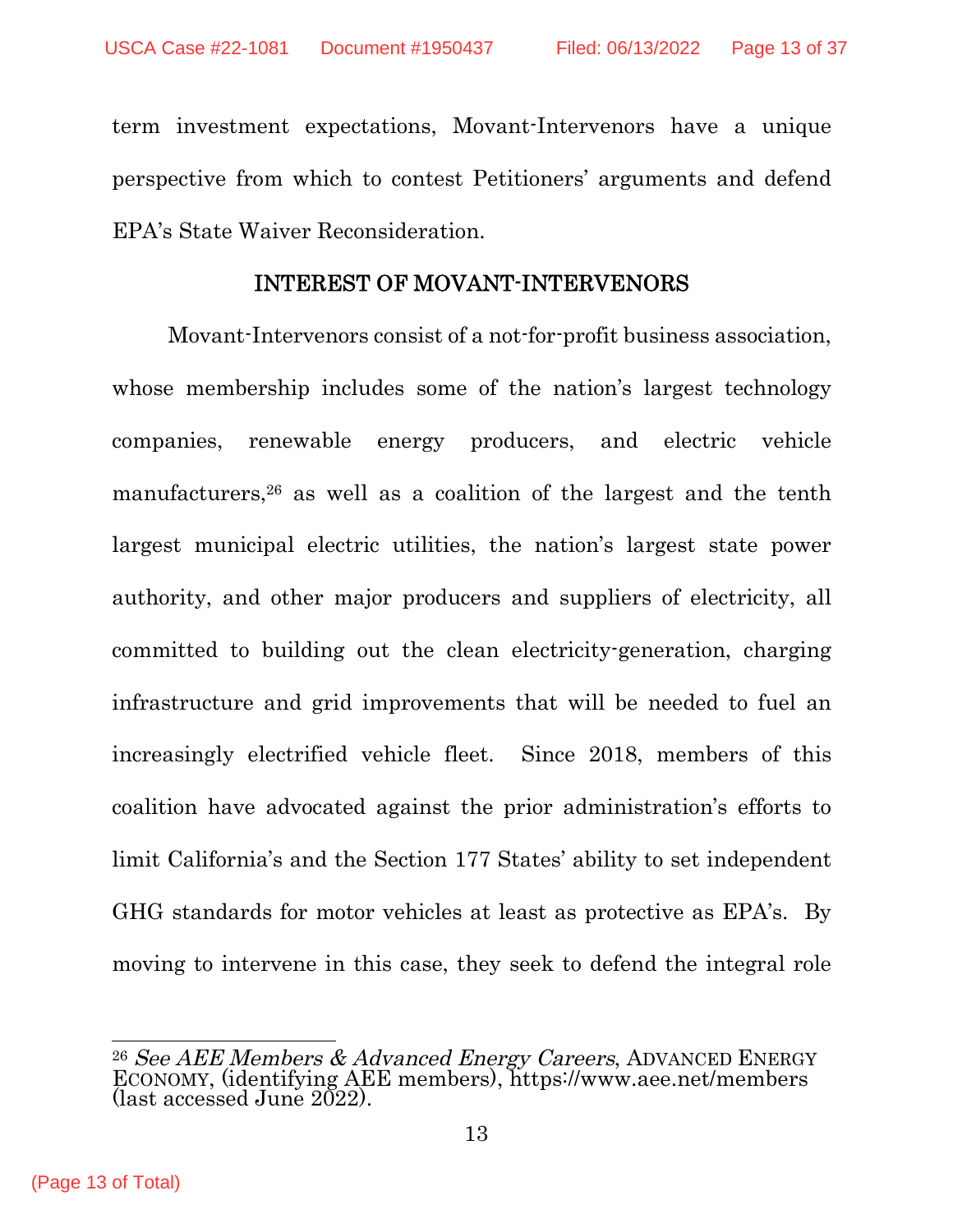term investment expectations, Movant-Intervenors have a unique perspective from which to contest Petitioners' arguments and defend EPA's State Waiver Reconsideration.

## INTEREST OF MOVANT-INTERVENORS

Movant-Intervenors consist of a not-for-profit business association, whose membership includes some of the nation's largest technology companies, renewable energy producers, and electric vehicle manufacturers,[26] as well as a coalition of the largest and the tenth largest municipal electric utilities, the nation's largest state power authority, and other major producers and suppliers of electricity, all committed to building out the clean electricity-generation, charging infrastructure and grid improvements that will be needed to fuel an increasingly electrified vehicle fleet. Since 2018, members of this coalition have advocated against the prior administration's efforts to limit California's and the Section 177 States' ability to set independent GHG standards for motor vehicles at least as protective as EPA's. By moving to intervene in this case, they seek to defend the integral role

---

[26] *See AEE Members & Advanced Energy Careers*, ADVANCED ENERGY ECONOMY, (identifying AEE members), https://www.aee.net/members (last accessed June 2022).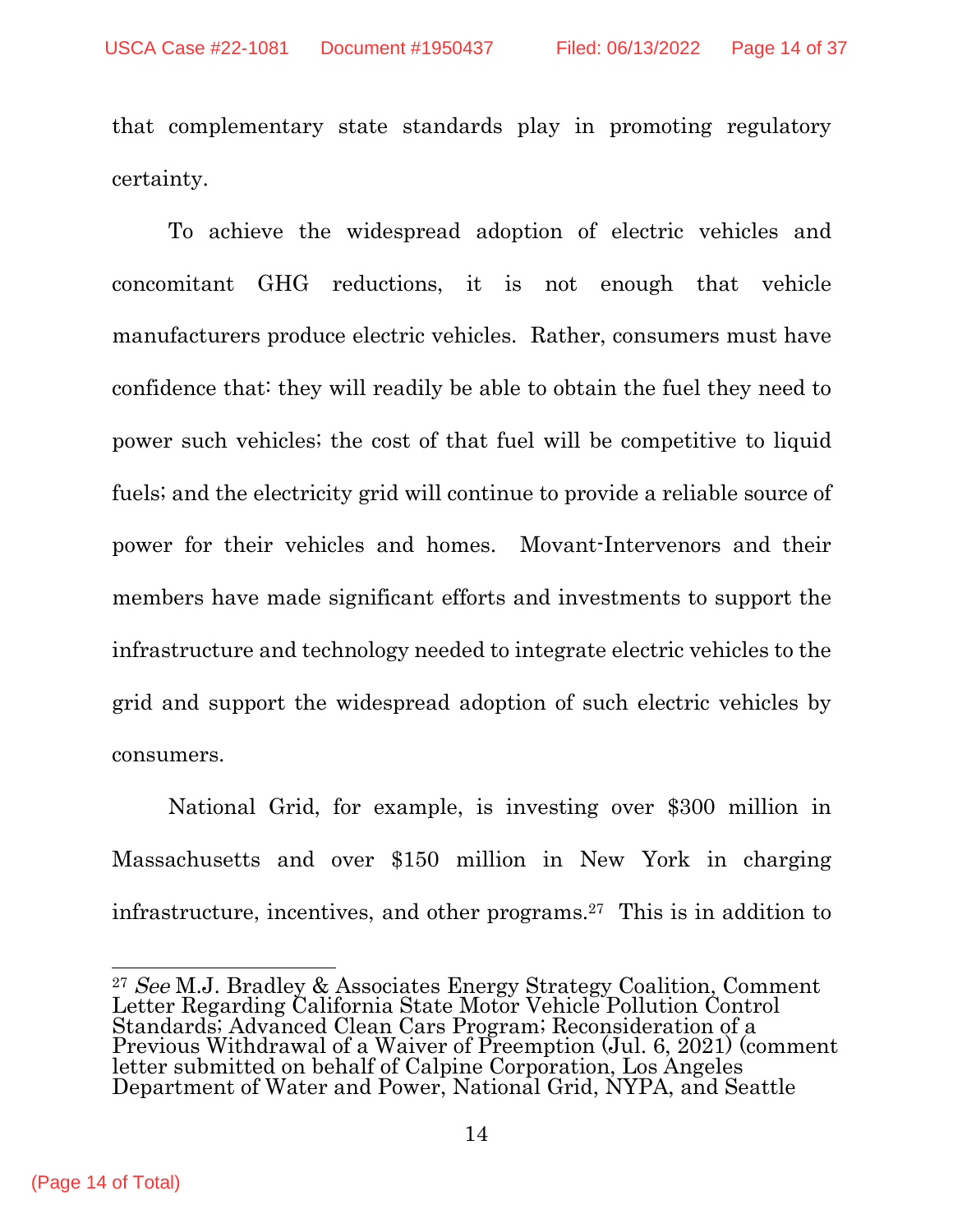that complementary state standards play in promoting regulatory certainty.

To achieve the widespread adoption of electric vehicles and concomitant GHG reductions, it is not enough that vehicle manufacturers produce electric vehicles. Rather, consumers must have confidence that: they will readily be able to obtain the fuel they need to power such vehicles; the cost of that fuel will be competitive to liquid fuels; and the electricity grid will continue to provide a reliable source of power for their vehicles and homes. Movant-Intervenors and their members have made significant efforts and investments to support the infrastructure and technology needed to integrate electric vehicles to the grid and support the widespread adoption of such electric vehicles by consumers.

National Grid, for example, is investing over $300 million in Massachusetts and over $150 million in New York in charging infrastructure, incentives, and other programs.[27] This is in addition to

---

[27] *See* M.J. Bradley & Associates Energy Strategy Coalition, Comment Letter Regarding California State Motor Vehicle Pollution Control Standards; Advanced Clean Cars Program; Reconsideration of a Previous Withdrawal of a Waiver of Preemption (Jul. 6, 2021) (comment letter submitted on behalf of Calpine Corporation, Los Angeles Department of Water and Power, National Grid, NYPA, and Seattle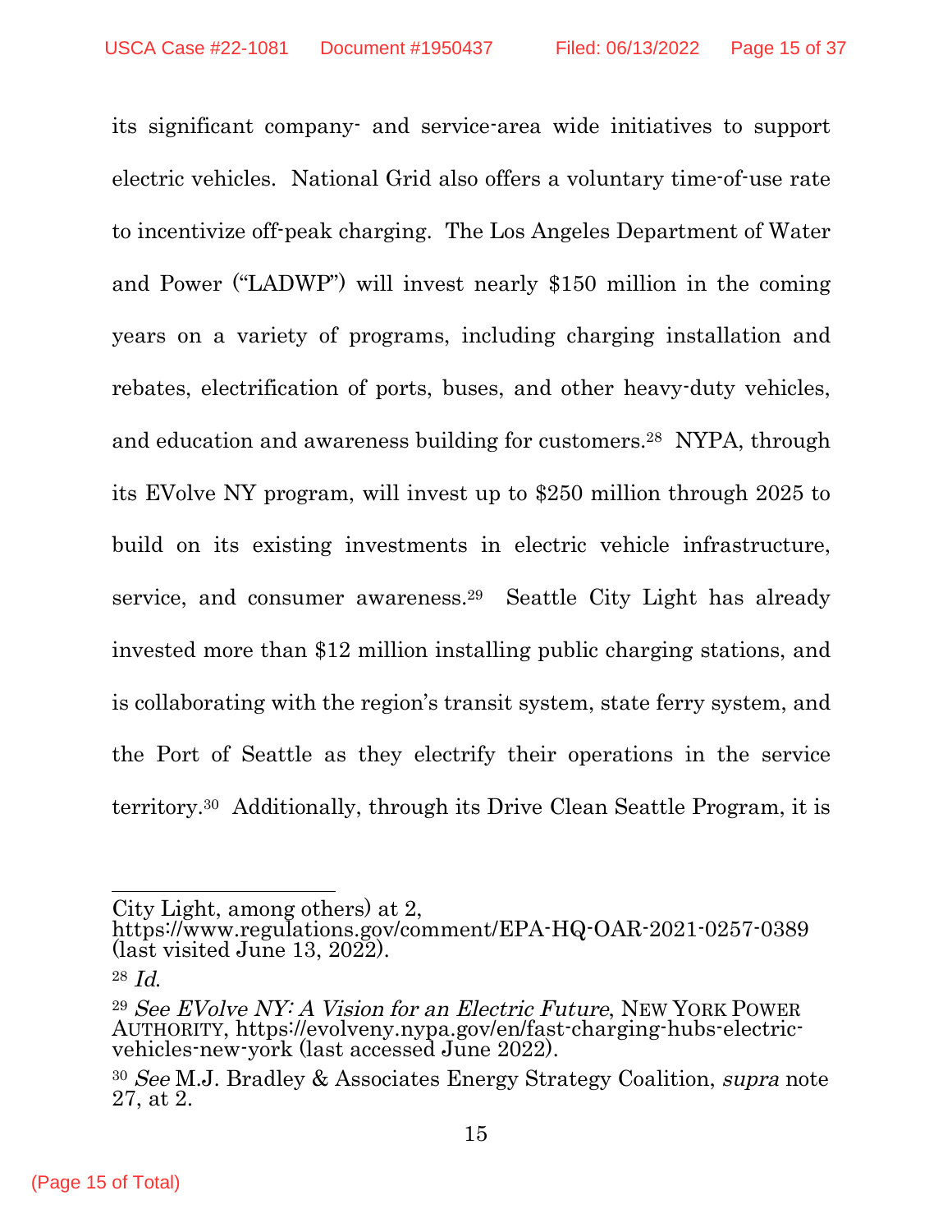its significant company- and service-area wide initiatives to support electric vehicles. National Grid also offers a voluntary time-of-use rate to incentivize off-peak charging. The Los Angeles Department of Water and Power ("LADWP") will invest nearly $150 million in the coming years on a variety of programs, including charging installation and rebates, electrification of ports, buses, and other heavy-duty vehicles, and education and awareness building for customers.[28] NYPA, through its EVolve NY program, will invest up to $250 million through 2025 to build on its existing investments in electric vehicle infrastructure, service, and consumer awareness.[29] Seattle City Light has already invested more than $12 million installing public charging stations, and is collaborating with the region's transit system, state ferry system, and the Port of Seattle as they electrify their operations in the service territory.[30] Additionally, through its Drive Clean Seattle Program, it is

---

City Light, among others) at 2, https://www.regulations.gov/comment/EPA-HQ-OAR-2021-0257-0389 (last visited June 13, 2022).

[28] *Id.*

[29] *See EVolve NY: A Vision for an Electric Future*, NEW YORK POWER AUTHORITY, https://evolveny.nypa.gov/en/fast-charging-hubs-electric-vehicles-new-york (last accessed June 2022).

[30] *See* M.J. Bradley & Associates Energy Strategy Coalition, *supra* note 27, at 2.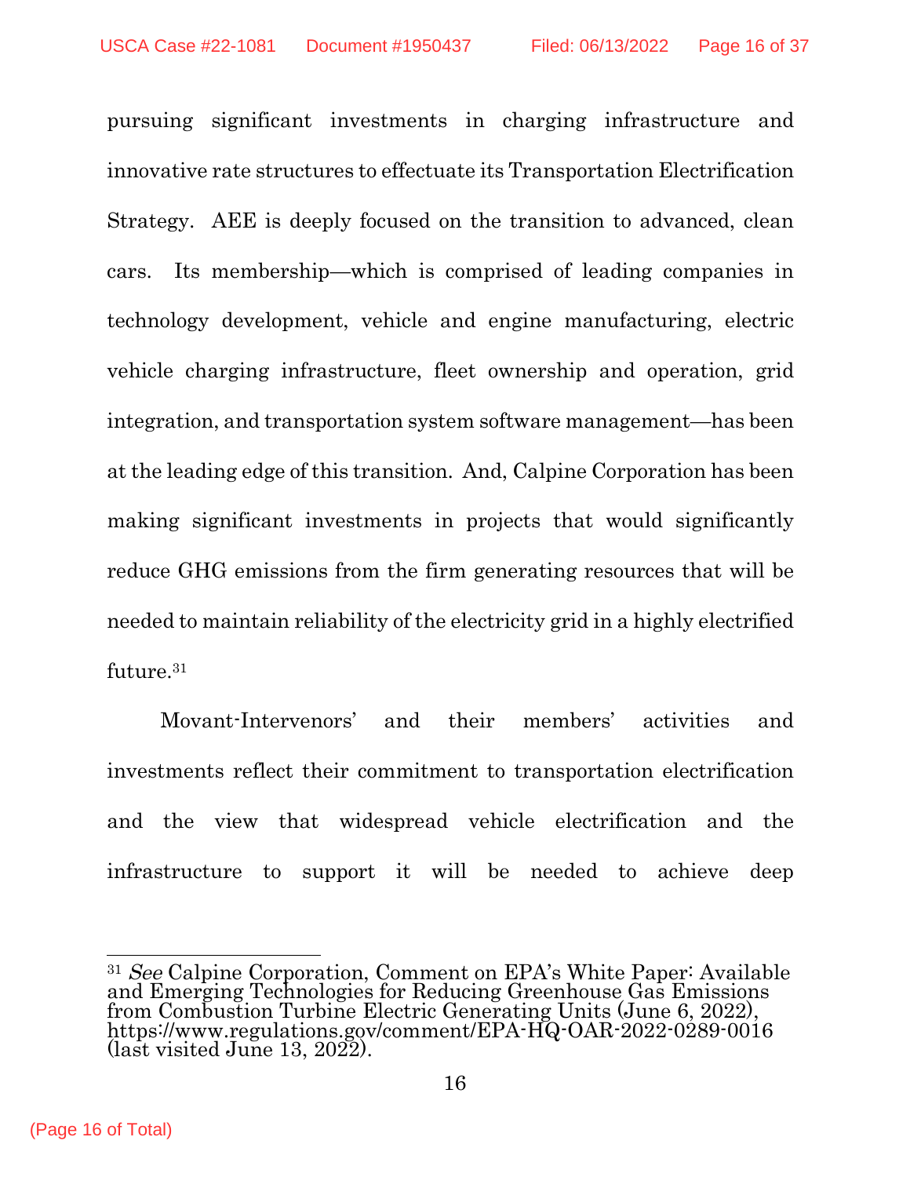pursuing significant investments in charging infrastructure and innovative rate structures to effectuate its Transportation Electrification Strategy. AEE is deeply focused on the transition to advanced, clean cars. Its membership—which is comprised of leading companies in technology development, vehicle and engine manufacturing, electric vehicle charging infrastructure, fleet ownership and operation, grid integration, and transportation system software management—has been at the leading edge of this transition. And, Calpine Corporation has been making significant investments in projects that would significantly reduce GHG emissions from the firm generating resources that will be needed to maintain reliability of the electricity grid in a highly electrified future.[31]

Movant-Intervenors' and their members' activities and investments reflect their commitment to transportation electrification and the view that widespread vehicle electrification and the infrastructure to support it will be needed to achieve deep

---

[31] *See* Calpine Corporation, Comment on EPA's White Paper: Available and Emerging Technologies for Reducing Greenhouse Gas Emissions from Combustion Turbine Electric Generating Units (June 6, 2022), https://www.regulations.gov/comment/EPA-HQ-OAR-2022-0289-0016 (last visited June 13, 2022).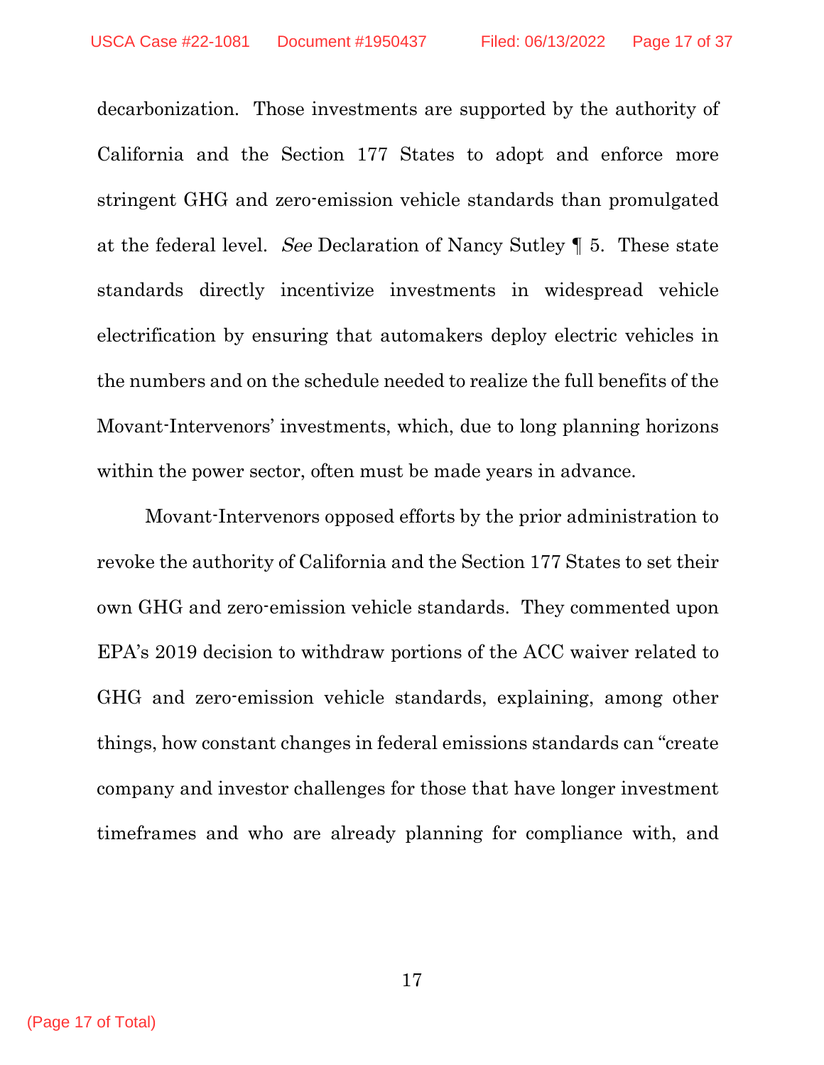decarbonization. Those investments are supported by the authority of California and the Section 177 States to adopt and enforce more stringent GHG and zero-emission vehicle standards than promulgated at the federal level. *See* Declaration of Nancy Sutley ¶ 5. These state standards directly incentivize investments in widespread vehicle electrification by ensuring that automakers deploy electric vehicles in the numbers and on the schedule needed to realize the full benefits of the Movant-Intervenors' investments, which, due to long planning horizons within the power sector, often must be made years in advance.

Movant-Intervenors opposed efforts by the prior administration to revoke the authority of California and the Section 177 States to set their own GHG and zero-emission vehicle standards. They commented upon EPA's 2019 decision to withdraw portions of the ACC waiver related to GHG and zero-emission vehicle standards, explaining, among other things, how constant changes in federal emissions standards can "create company and investor challenges for those that have longer investment timeframes and who are already planning for compliance with, and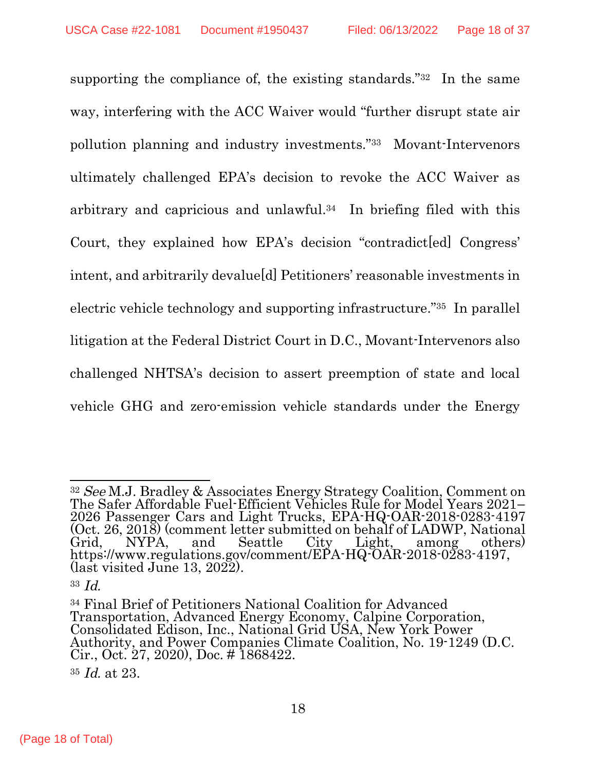supporting the compliance of, the existing standards."[32] In the same way, interfering with the ACC Waiver would "further disrupt state air pollution planning and industry investments."[33] Movant-Intervenors ultimately challenged EPA's decision to revoke the ACC Waiver as arbitrary and capricious and unlawful.[34] In briefing filed with this Court, they explained how EPA's decision "contradict[ed] Congress' intent, and arbitrarily devalue[d] Petitioners' reasonable investments in electric vehicle technology and supporting infrastructure."[35] In parallel litigation at the Federal District Court in D.C., Movant-Intervenors also challenged NHTSA's decision to assert preemption of state and local vehicle GHG and zero-emission vehicle standards under the Energy

---

[32] *See* M.J. Bradley & Associates Energy Strategy Coalition, Comment on The Safer Affordable Fuel-Efficient Vehicles Rule for Model Years 2021–2026 Passenger Cars and Light Trucks, EPA-HQ-OAR-2018-0283-4197 (Oct. 26, 2018) (comment letter submitted on behalf of LADWP, National Grid, NYPA, and Seattle City Light, among others) https://www.regulations.gov/comment/EPA-HQ-OAR-2018-0283-4197, (last visited June 13, 2022).

[33] *Id.*

[34] Final Brief of Petitioners National Coalition for Advanced Transportation, Advanced Energy Economy, Calpine Corporation, Consolidated Edison, Inc., National Grid USA, New York Power Authority, and Power Companies Climate Coalition, No. 19-1249 (D.C. Cir., Oct. 27, 2020), Doc. # 1868422.

[35] *Id.* at 23.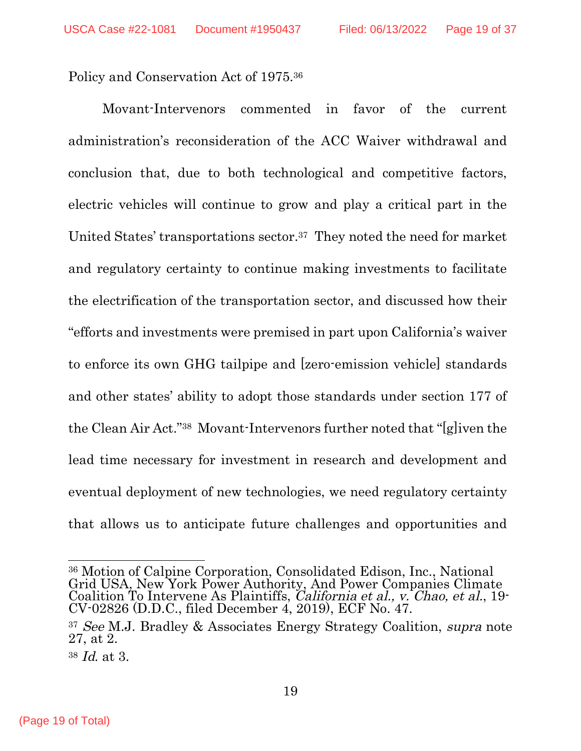Policy and Conservation Act of 1975.[36]

Movant-Intervenors commented in favor of the current administration's reconsideration of the ACC Waiver withdrawal and conclusion that, due to both technological and competitive factors, electric vehicles will continue to grow and play a critical part in the United States' transportations sector.[37] They noted the need for market and regulatory certainty to continue making investments to facilitate the electrification of the transportation sector, and discussed how their "efforts and investments were premised in part upon California's waiver to enforce its own GHG tailpipe and [zero-emission vehicle] standards and other states' ability to adopt those standards under section 177 of the Clean Air Act."[38] Movant-Intervenors further noted that "[g]iven the lead time necessary for investment in research and development and eventual deployment of new technologies, we need regulatory certainty that allows us to anticipate future challenges and opportunities and

---

[36] Motion of Calpine Corporation, Consolidated Edison, Inc., National Grid USA, New York Power Authority, And Power Companies Climate Coalition To Intervene As Plaintiffs, *California et al., v. Chao, et al.*, 19-CV-02826 (D.D.C., filed December 4, 2019), ECF No. 47.

[37] *See* M.J. Bradley & Associates Energy Strategy Coalition, *supra* note 27, at 2.

[38] *Id.* at 3.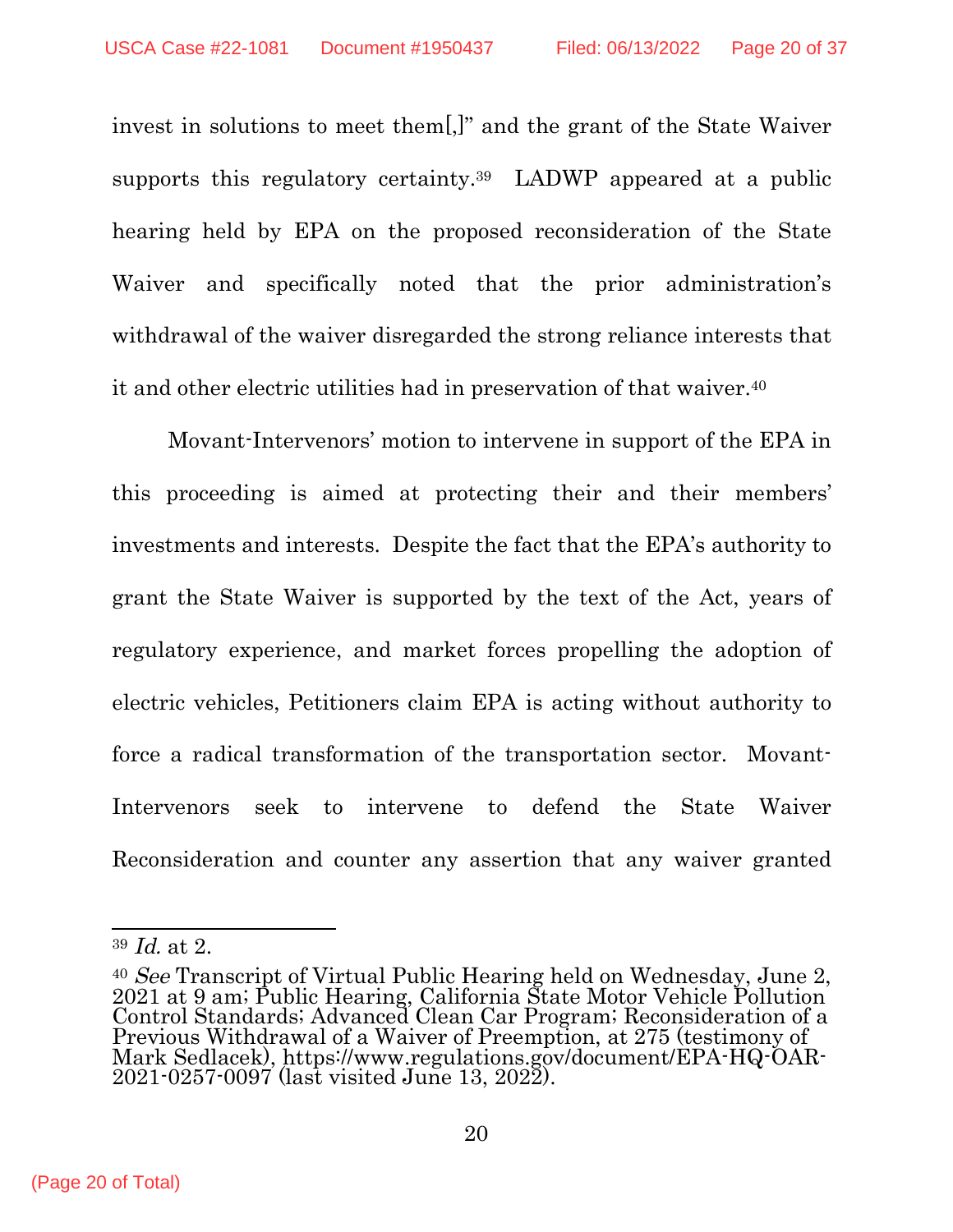invest in solutions to meet them[,]" and the grant of the State Waiver supports this regulatory certainty.[39] LADWP appeared at a public hearing held by EPA on the proposed reconsideration of the State Waiver and specifically noted that the prior administration's withdrawal of the waiver disregarded the strong reliance interests that it and other electric utilities had in preservation of that waiver.[40]

Movant-Intervenors' motion to intervene in support of the EPA in this proceeding is aimed at protecting their and their members' investments and interests. Despite the fact that the EPA's authority to grant the State Waiver is supported by the text of the Act, years of regulatory experience, and market forces propelling the adoption of electric vehicles, Petitioners claim EPA is acting without authority to force a radical transformation of the transportation sector. Movant-Intervenors seek to intervene to defend the State Waiver Reconsideration and counter any assertion that any waiver granted

---

[39] *Id.* at 2.

[40] *See* Transcript of Virtual Public Hearing held on Wednesday, June 2, 2021 at 9 am; Public Hearing, California State Motor Vehicle Pollution Control Standards; Advanced Clean Car Program; Reconsideration of a Previous Withdrawal of a Waiver of Preemption, at 275 (testimony of Mark Sedlacek), https://www.regulations.gov/document/EPA-HQ-OAR-2021-0257-0097 (last visited June 13, 2022).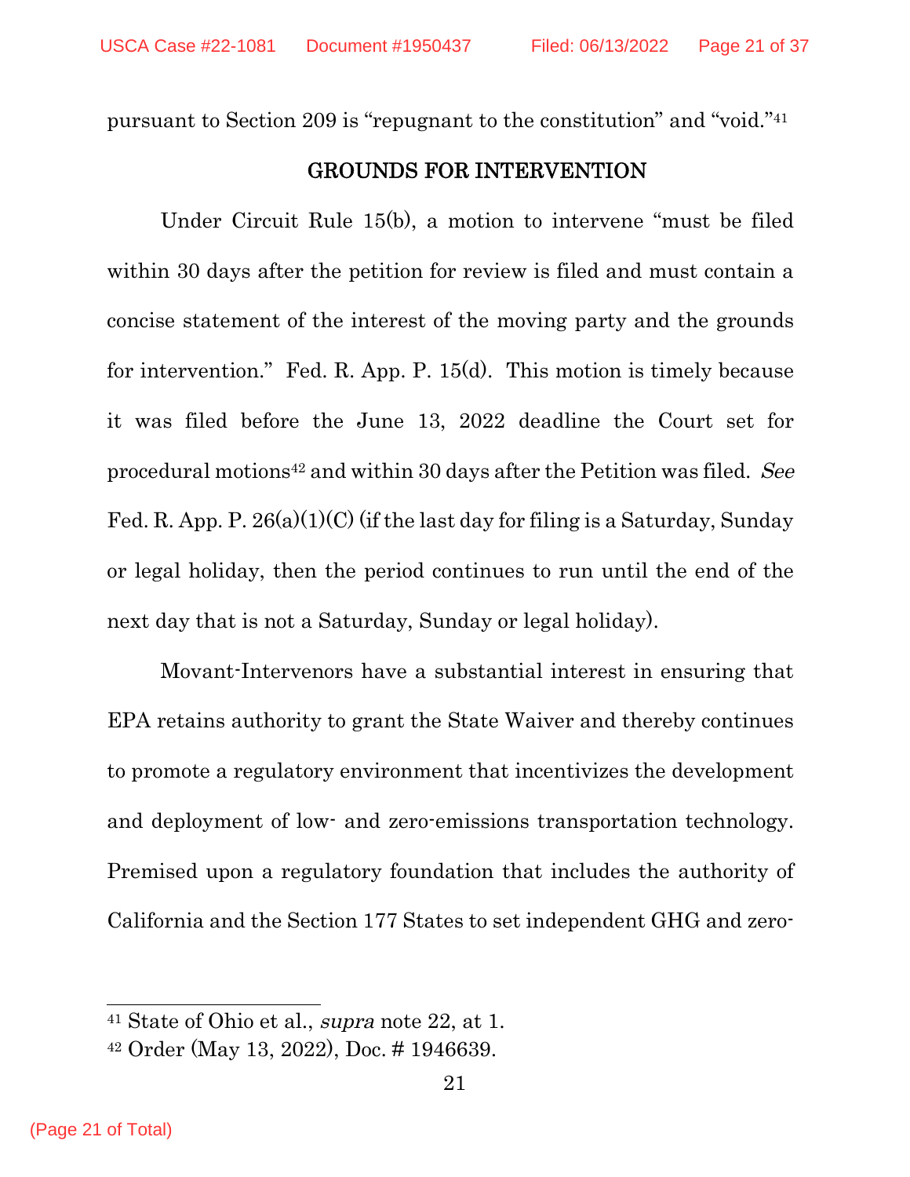pursuant to Section 209 is "repugnant to the constitution" and "void."[41]

## GROUNDS FOR INTERVENTION

Under Circuit Rule 15(b), a motion to intervene "must be filed within 30 days after the petition for review is filed and must contain a concise statement of the interest of the moving party and the grounds for intervention." Fed. R. App. P. 15(d). This motion is timely because it was filed before the June 13, 2022 deadline the Court set for procedural motions[42] and within 30 days after the Petition was filed. *See* Fed. R. App. P. 26(a)(1)(C) (if the last day for filing is a Saturday, Sunday or legal holiday, then the period continues to run until the end of the next day that is not a Saturday, Sunday or legal holiday).

Movant-Intervenors have a substantial interest in ensuring that EPA retains authority to grant the State Waiver and thereby continues to promote a regulatory environment that incentivizes the development and deployment of low- and zero-emissions transportation technology. Premised upon a regulatory foundation that includes the authority of California and the Section 177 States to set independent GHG and zero-

---

[41] State of Ohio et al., *supra* note 22, at 1.

[42] Order (May 13, 2022), Doc. # 1946639.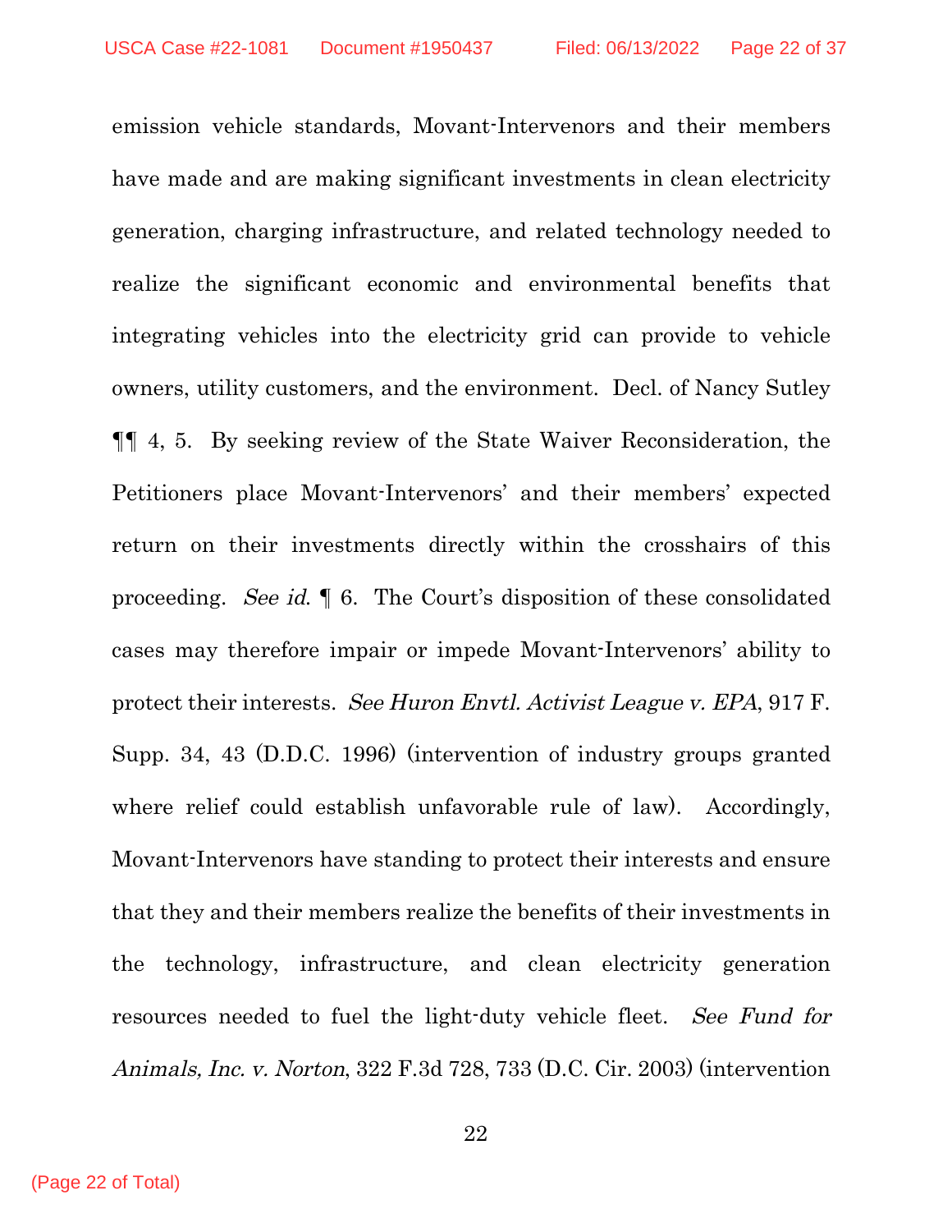emission vehicle standards, Movant-Intervenors and their members have made and are making significant investments in clean electricity generation, charging infrastructure, and related technology needed to realize the significant economic and environmental benefits that integrating vehicles into the electricity grid can provide to vehicle owners, utility customers, and the environment. Decl. of Nancy Sutley ¶¶ 4, 5. By seeking review of the State Waiver Reconsideration, the Petitioners place Movant-Intervenors' and their members' expected return on their investments directly within the crosshairs of this proceeding. *See id.* ¶ 6. The Court's disposition of these consolidated cases may therefore impair or impede Movant-Intervenors' ability to protect their interests. *See Huron Envtl. Activist League v. EPA*, 917 F. Supp. 34, 43 (D.D.C. 1996) (intervention of industry groups granted where relief could establish unfavorable rule of law). Accordingly, Movant-Intervenors have standing to protect their interests and ensure that they and their members realize the benefits of their investments in the technology, infrastructure, and clean electricity generation resources needed to fuel the light-duty vehicle fleet. *See Fund for Animals, Inc. v. Norton*, 322 F.3d 728, 733 (D.C. Cir. 2003) (intervention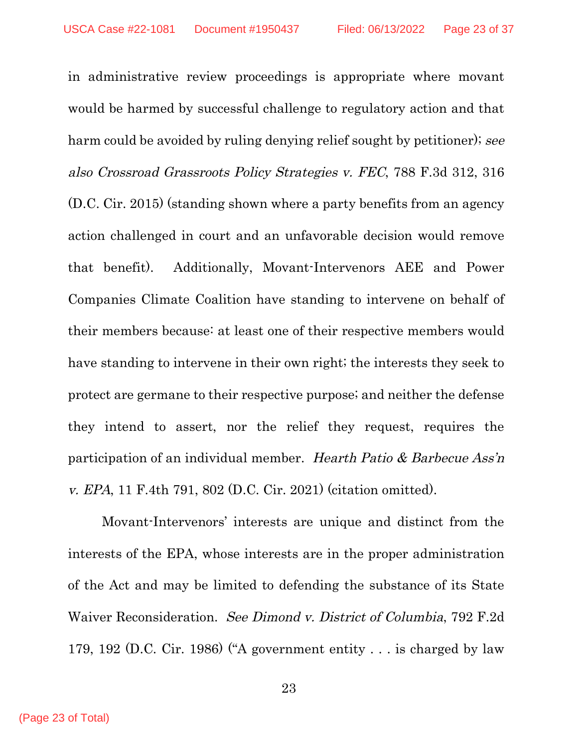in administrative review proceedings is appropriate where movant would be harmed by successful challenge to regulatory action and that harm could be avoided by ruling denying relief sought by petitioner); *see also Crossroad Grassroots Policy Strategies v. FEC*, 788 F.3d 312, 316 (D.C. Cir. 2015) (standing shown where a party benefits from an agency action challenged in court and an unfavorable decision would remove that benefit). Additionally, Movant-Intervenors AEE and Power Companies Climate Coalition have standing to intervene on behalf of their members because: at least one of their respective members would have standing to intervene in their own right; the interests they seek to protect are germane to their respective purpose; and neither the defense they intend to assert, nor the relief they request, requires the participation of an individual member. *Hearth Patio & Barbecue Ass'n v. EPA*, 11 F.4th 791, 802 (D.C. Cir. 2021) (citation omitted).

Movant-Intervenors' interests are unique and distinct from the interests of the EPA, whose interests are in the proper administration of the Act and may be limited to defending the substance of its State Waiver Reconsideration. *See Dimond v. District of Columbia*, 792 F.2d 179, 192 (D.C. Cir. 1986) ("A government entity . . . is charged by law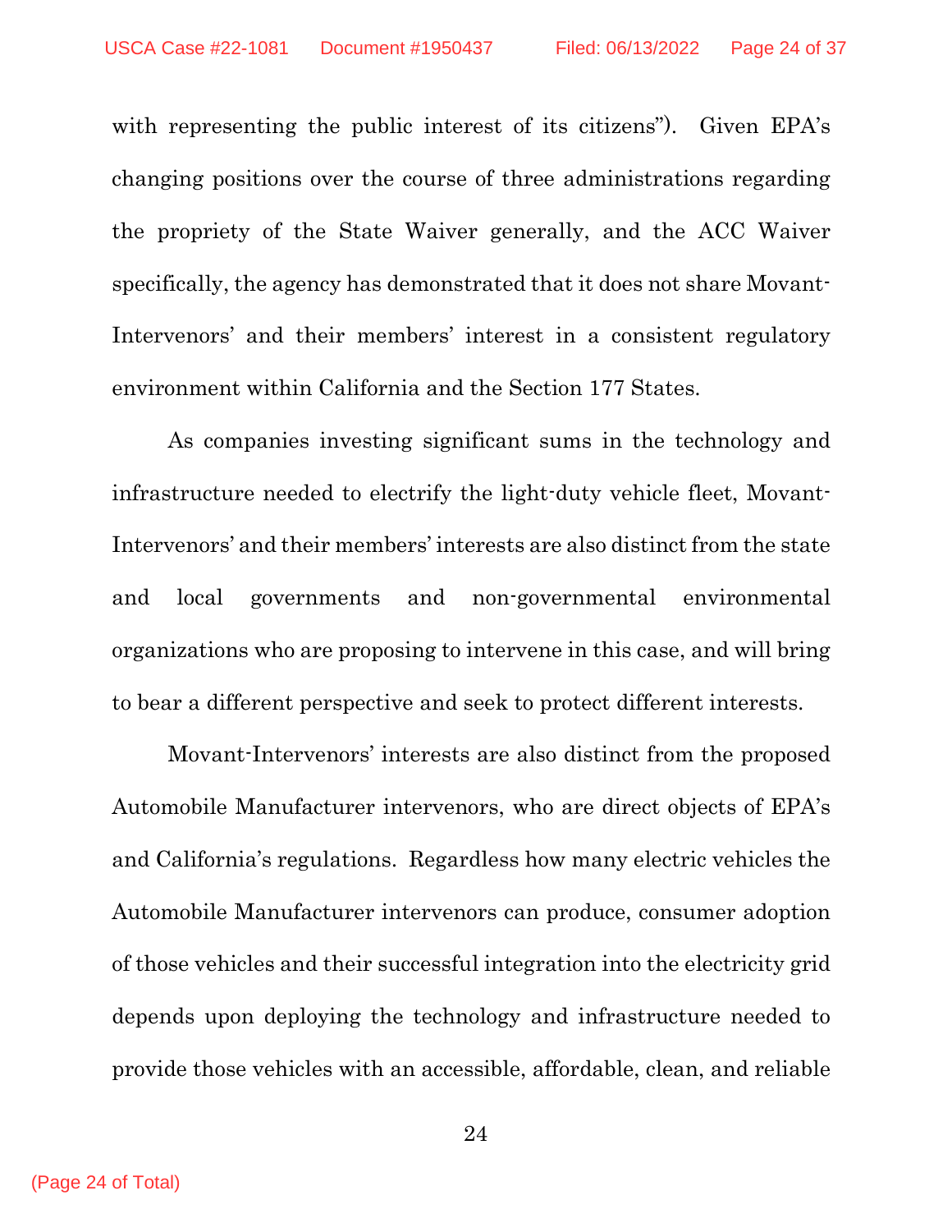with representing the public interest of its citizens"). Given EPA's changing positions over the course of three administrations regarding the propriety of the State Waiver generally, and the ACC Waiver specifically, the agency has demonstrated that it does not share Movant-Intervenors' and their members' interest in a consistent regulatory environment within California and the Section 177 States.

As companies investing significant sums in the technology and infrastructure needed to electrify the light-duty vehicle fleet, Movant-Intervenors' and their members' interests are also distinct from the state and local governments and non-governmental environmental organizations who are proposing to intervene in this case, and will bring to bear a different perspective and seek to protect different interests.

Movant-Intervenors' interests are also distinct from the proposed Automobile Manufacturer intervenors, who are direct objects of EPA's and California's regulations. Regardless how many electric vehicles the Automobile Manufacturer intervenors can produce, consumer adoption of those vehicles and their successful integration into the electricity grid depends upon deploying the technology and infrastructure needed to provide those vehicles with an accessible, affordable, clean, and reliable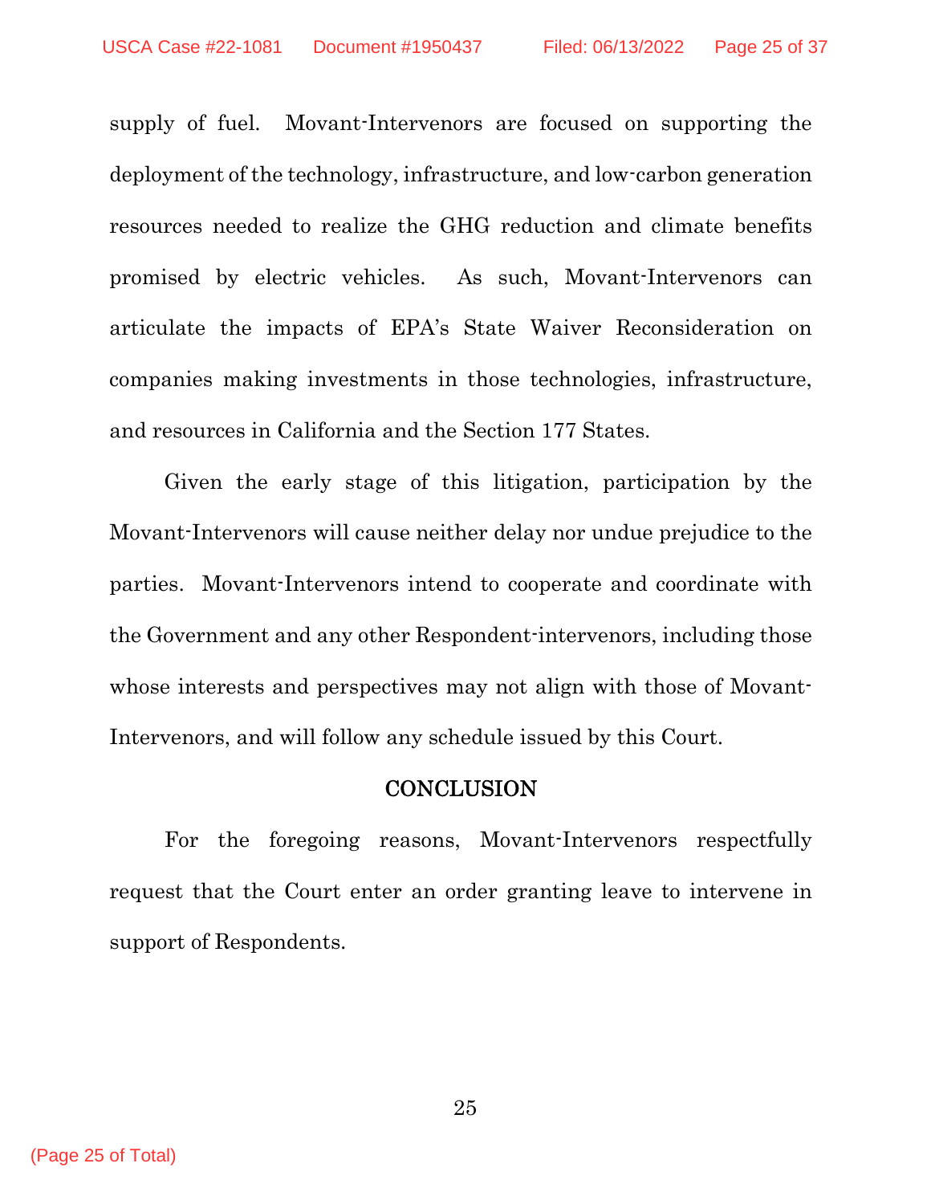supply of fuel. Movant-Intervenors are focused on supporting the deployment of the technology, infrastructure, and low-carbon generation resources needed to realize the GHG reduction and climate benefits promised by electric vehicles. As such, Movant-Intervenors can articulate the impacts of EPA's State Waiver Reconsideration on companies making investments in those technologies, infrastructure, and resources in California and the Section 177 States.

Given the early stage of this litigation, participation by the Movant-Intervenors will cause neither delay nor undue prejudice to the parties. Movant-Intervenors intend to cooperate and coordinate with the Government and any other Respondent-intervenors, including those whose interests and perspectives may not align with those of Movant-Intervenors, and will follow any schedule issued by this Court.

## CONCLUSION

For the foregoing reasons, Movant-Intervenors respectfully request that the Court enter an order granting leave to intervene in support of Respondents.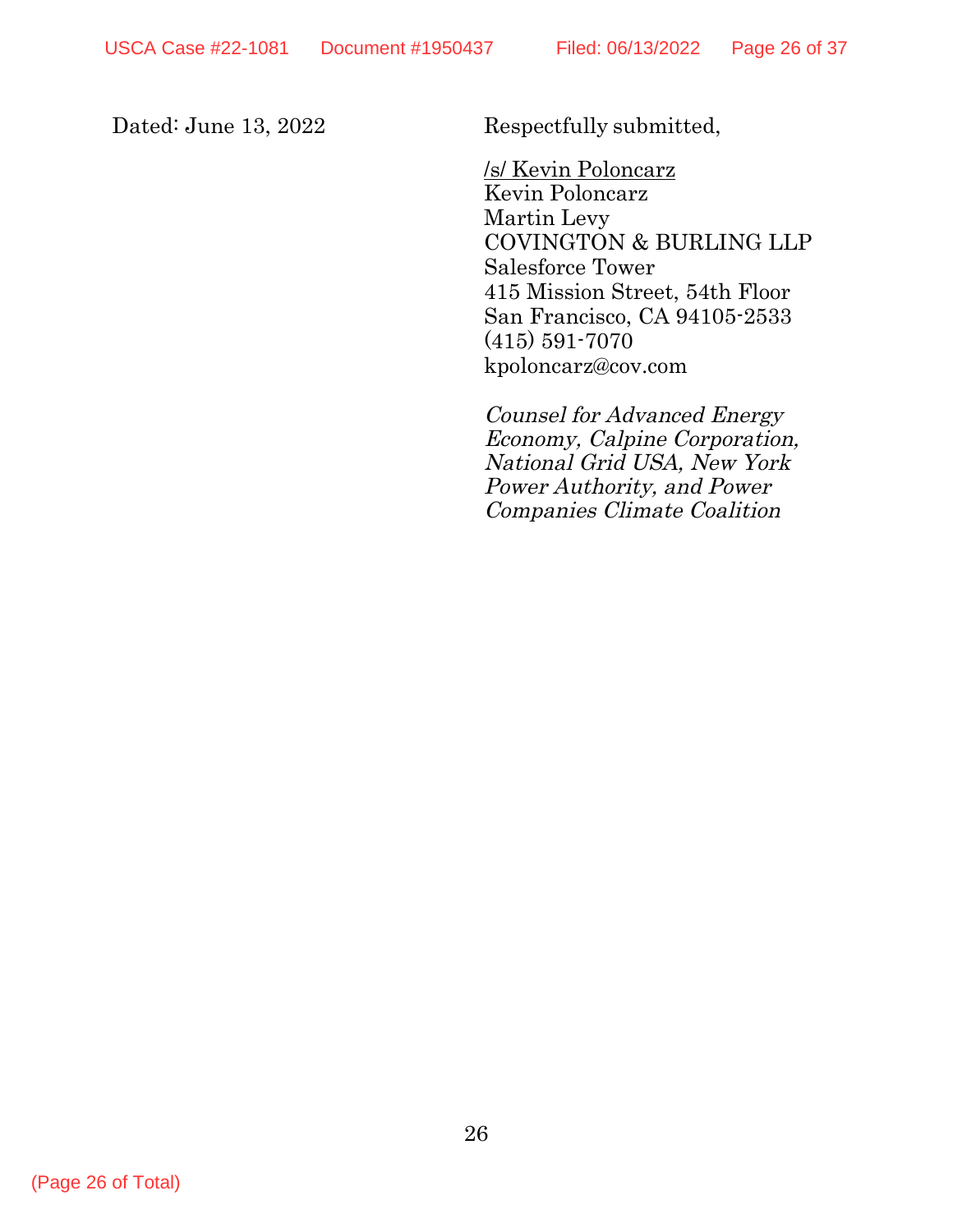Dated: June 13, 2022

Respectfully submitted,

/s/ Kevin Poloncarz
Kevin Poloncarz
Martin Levy
COVINGTON & BURLING LLP
Salesforce Tower
415 Mission Street, 54th Floor
San Francisco, CA 94105-2533
(415) 591-7070
kpoloncarz@cov.com

*Counsel for Advanced Energy Economy, Calpine Corporation, National Grid USA, New York Power Authority, and Power Companies Climate Coalition*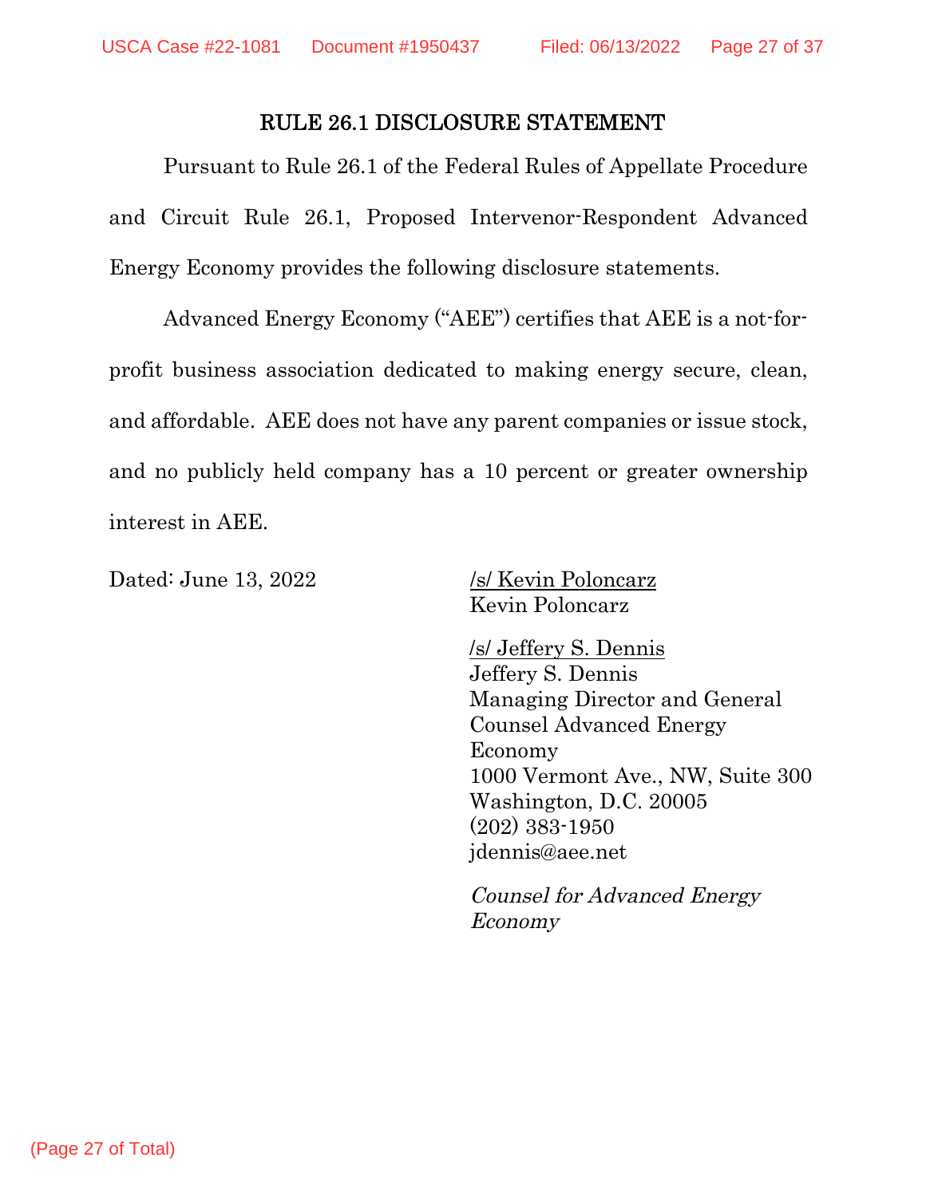## RULE 26.1 DISCLOSURE STATEMENT

Pursuant to Rule 26.1 of the Federal Rules of Appellate Procedure and Circuit Rule 26.1, Proposed Intervenor-Respondent Advanced Energy Economy provides the following disclosure statements.

Advanced Energy Economy ("AEE") certifies that AEE is a not-for-profit business association dedicated to making energy secure, clean, and affordable. AEE does not have any parent companies or issue stock, and no publicly held company has a 10 percent or greater ownership interest in AEE.

Dated: June 13, 2022

/s/ Kevin Poloncarz
Kevin Poloncarz

/s/ Jeffery S. Dennis
Jeffery S. Dennis
Managing Director and General Counsel Advanced Energy Economy
1000 Vermont Ave., NW, Suite 300
Washington, D.C. 20005
(202) 383-1950
jdennis@aee.net

*Counsel for Advanced Energy Economy*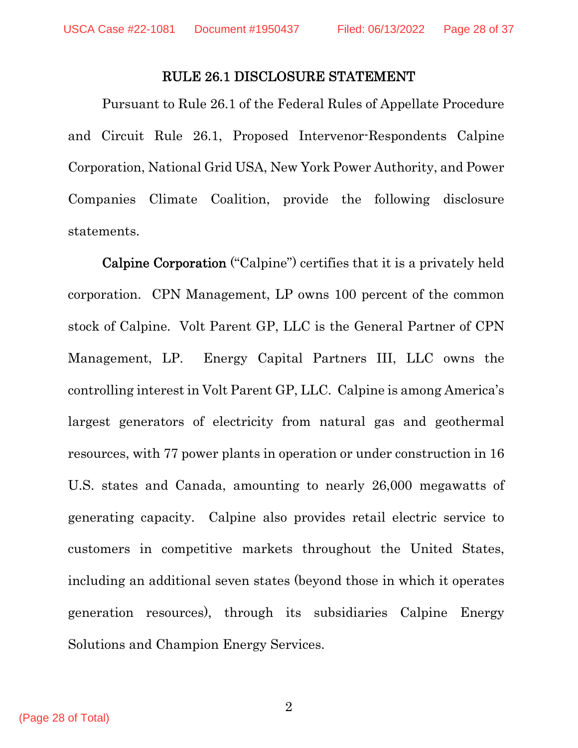## RULE 26.1 DISCLOSURE STATEMENT

Pursuant to Rule 26.1 of the Federal Rules of Appellate Procedure and Circuit Rule 26.1, Proposed Intervenor-Respondents Calpine Corporation, National Grid USA, New York Power Authority, and Power Companies Climate Coalition, provide the following disclosure statements.

Calpine Corporation ("Calpine") certifies that it is a privately held corporation. CPN Management, LP owns 100 percent of the common stock of Calpine. Volt Parent GP, LLC is the General Partner of CPN Management, LP. Energy Capital Partners III, LLC owns the controlling interest in Volt Parent GP, LLC. Calpine is among America's largest generators of electricity from natural gas and geothermal resources, with 77 power plants in operation or under construction in 16 U.S. states and Canada, amounting to nearly 26,000 megawatts of generating capacity. Calpine also provides retail electric service to customers in competitive markets throughout the United States, including an additional seven states (beyond those in which it operates generation resources), through its subsidiaries Calpine Energy Solutions and Champion Energy Services.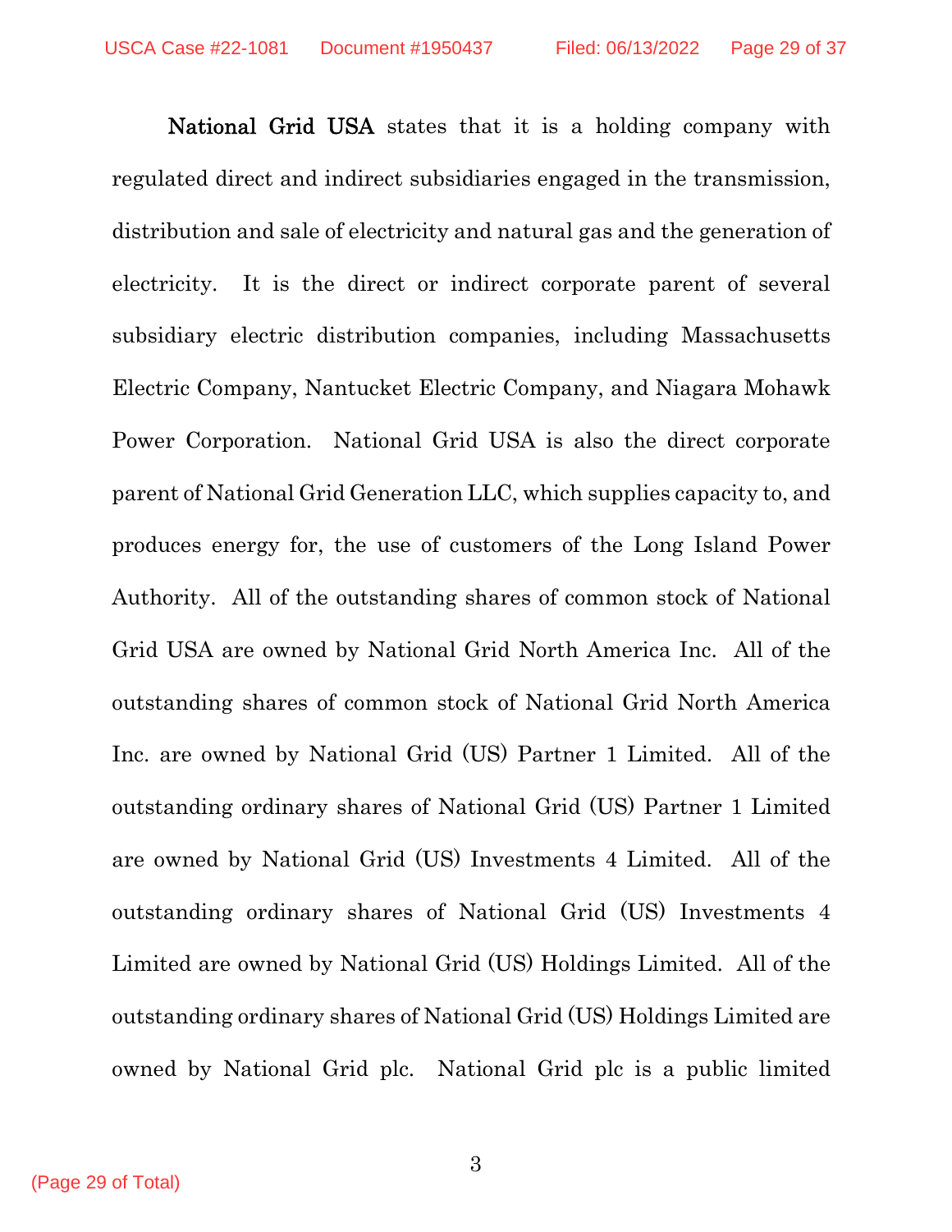**National Grid USA** states that it is a holding company with regulated direct and indirect subsidiaries engaged in the transmission, distribution and sale of electricity and natural gas and the generation of electricity. It is the direct or indirect corporate parent of several subsidiary electric distribution companies, including Massachusetts Electric Company, Nantucket Electric Company, and Niagara Mohawk Power Corporation. National Grid USA is also the direct corporate parent of National Grid Generation LLC, which supplies capacity to, and produces energy for, the use of customers of the Long Island Power Authority. All of the outstanding shares of common stock of National Grid USA are owned by National Grid North America Inc. All of the outstanding shares of common stock of National Grid North America Inc. are owned by National Grid (US) Partner 1 Limited. All of the outstanding ordinary shares of National Grid (US) Partner 1 Limited are owned by National Grid (US) Investments 4 Limited. All of the outstanding ordinary shares of National Grid (US) Investments 4 Limited are owned by National Grid (US) Holdings Limited. All of the outstanding ordinary shares of National Grid (US) Holdings Limited are owned by National Grid plc. National Grid plc is a public limited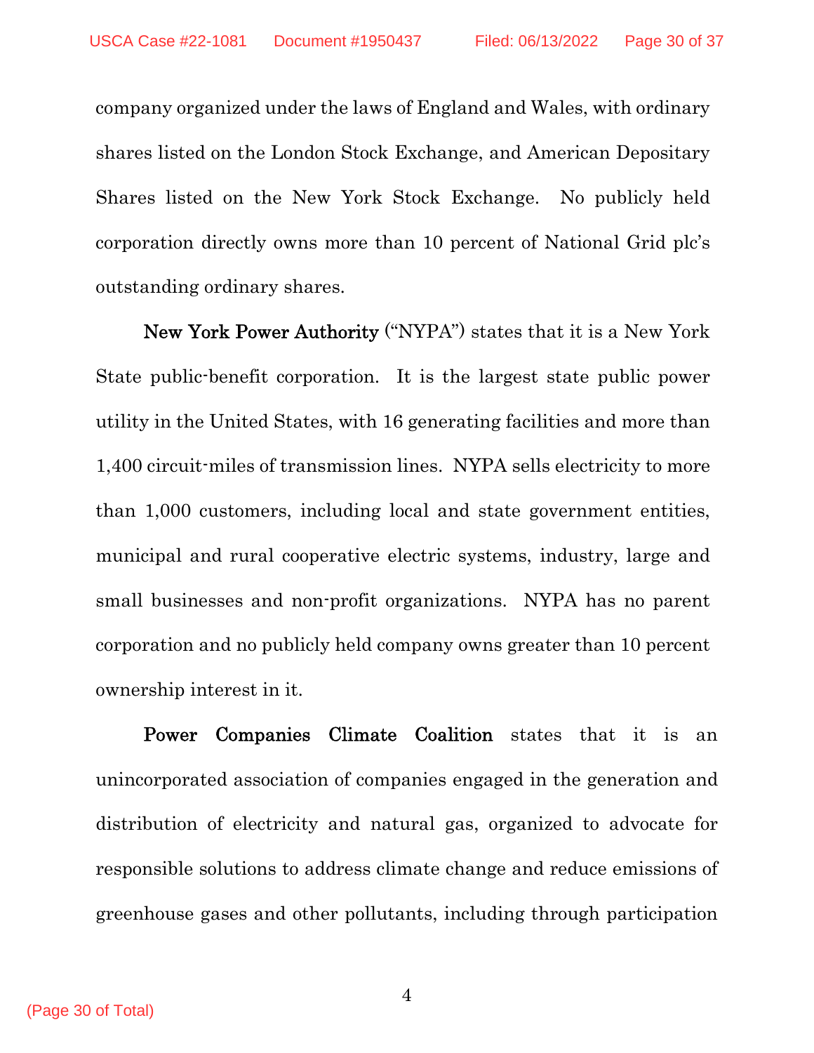company organized under the laws of England and Wales, with ordinary shares listed on the London Stock Exchange, and American Depositary Shares listed on the New York Stock Exchange. No publicly held corporation directly owns more than 10 percent of National Grid plc's outstanding ordinary shares.

**New York Power Authority** ("NYPA") states that it is a New York State public-benefit corporation. It is the largest state public power utility in the United States, with 16 generating facilities and more than 1,400 circuit-miles of transmission lines. NYPA sells electricity to more than 1,000 customers, including local and state government entities, municipal and rural cooperative electric systems, industry, large and small businesses and non-profit organizations. NYPA has no parent corporation and no publicly held company owns greater than 10 percent ownership interest in it.

**Power Companies Climate Coalition** states that it is an unincorporated association of companies engaged in the generation and distribution of electricity and natural gas, organized to advocate for responsible solutions to address climate change and reduce emissions of greenhouse gases and other pollutants, including through participation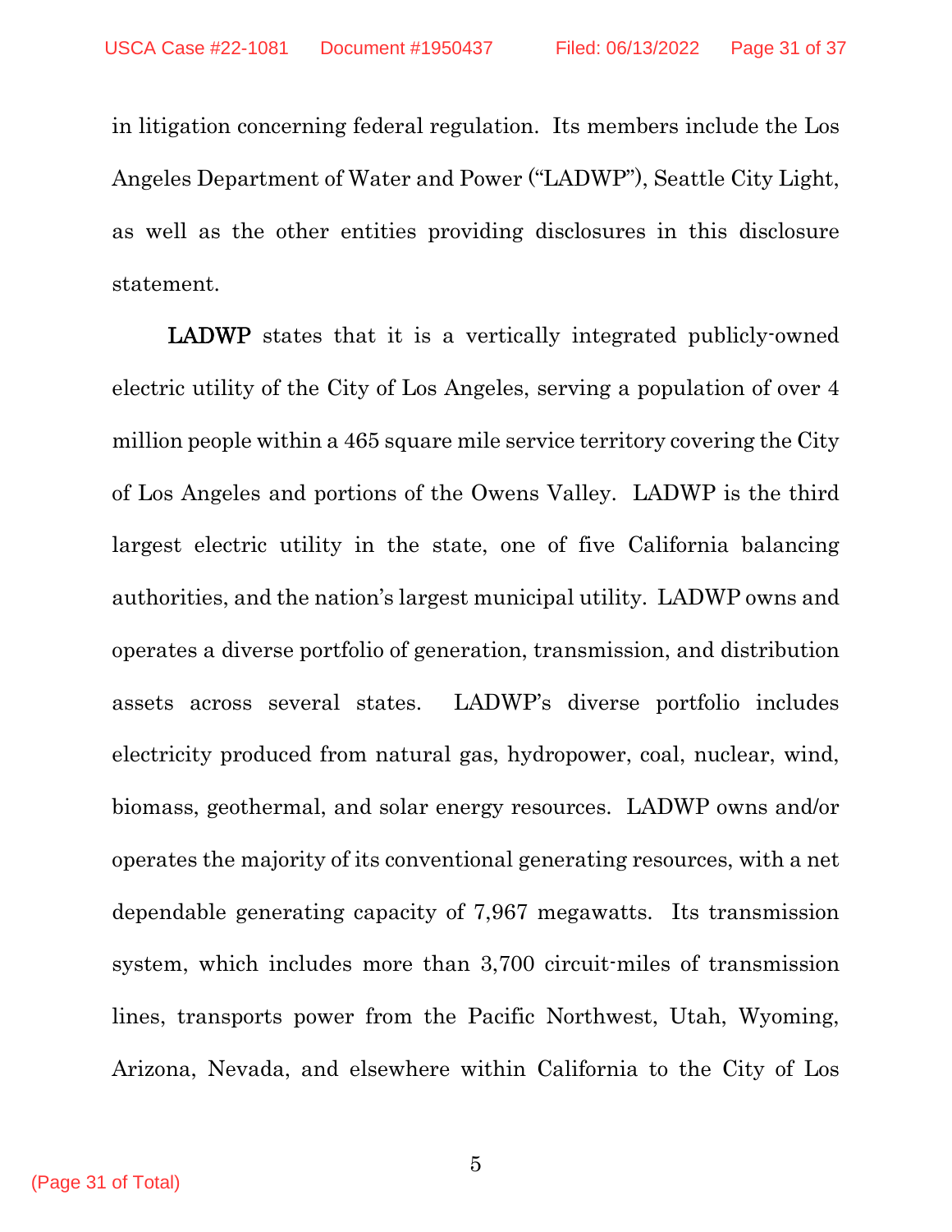in litigation concerning federal regulation. Its members include the Los Angeles Department of Water and Power ("LADWP"), Seattle City Light, as well as the other entities providing disclosures in this disclosure statement.

**LADWP** states that it is a vertically integrated publicly-owned electric utility of the City of Los Angeles, serving a population of over 4 million people within a 465 square mile service territory covering the City of Los Angeles and portions of the Owens Valley. LADWP is the third largest electric utility in the state, one of five California balancing authorities, and the nation's largest municipal utility. LADWP owns and operates a diverse portfolio of generation, transmission, and distribution assets across several states. LADWP's diverse portfolio includes electricity produced from natural gas, hydropower, coal, nuclear, wind, biomass, geothermal, and solar energy resources. LADWP owns and/or operates the majority of its conventional generating resources, with a net dependable generating capacity of 7,967 megawatts. Its transmission system, which includes more than 3,700 circuit-miles of transmission lines, transports power from the Pacific Northwest, Utah, Wyoming, Arizona, Nevada, and elsewhere within California to the City of Los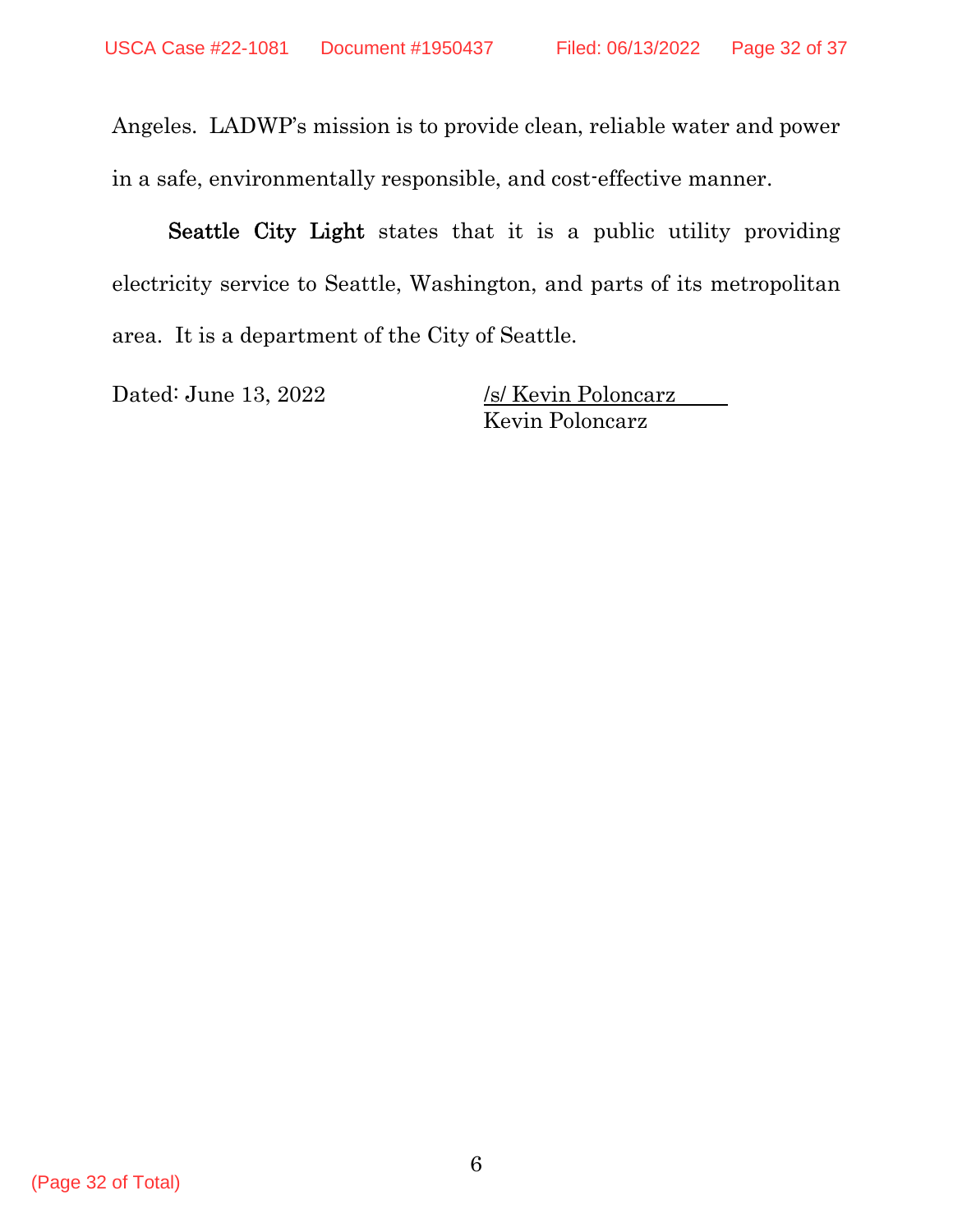Angeles. LADWP's mission is to provide clean, reliable water and power in a safe, environmentally responsible, and cost-effective manner.

**Seattle City Light** states that it is a public utility providing electricity service to Seattle, Washington, and parts of its metropolitan area. It is a department of the City of Seattle.

Dated: June 13, 2022

/s/ Kevin Poloncarz
Kevin Poloncarz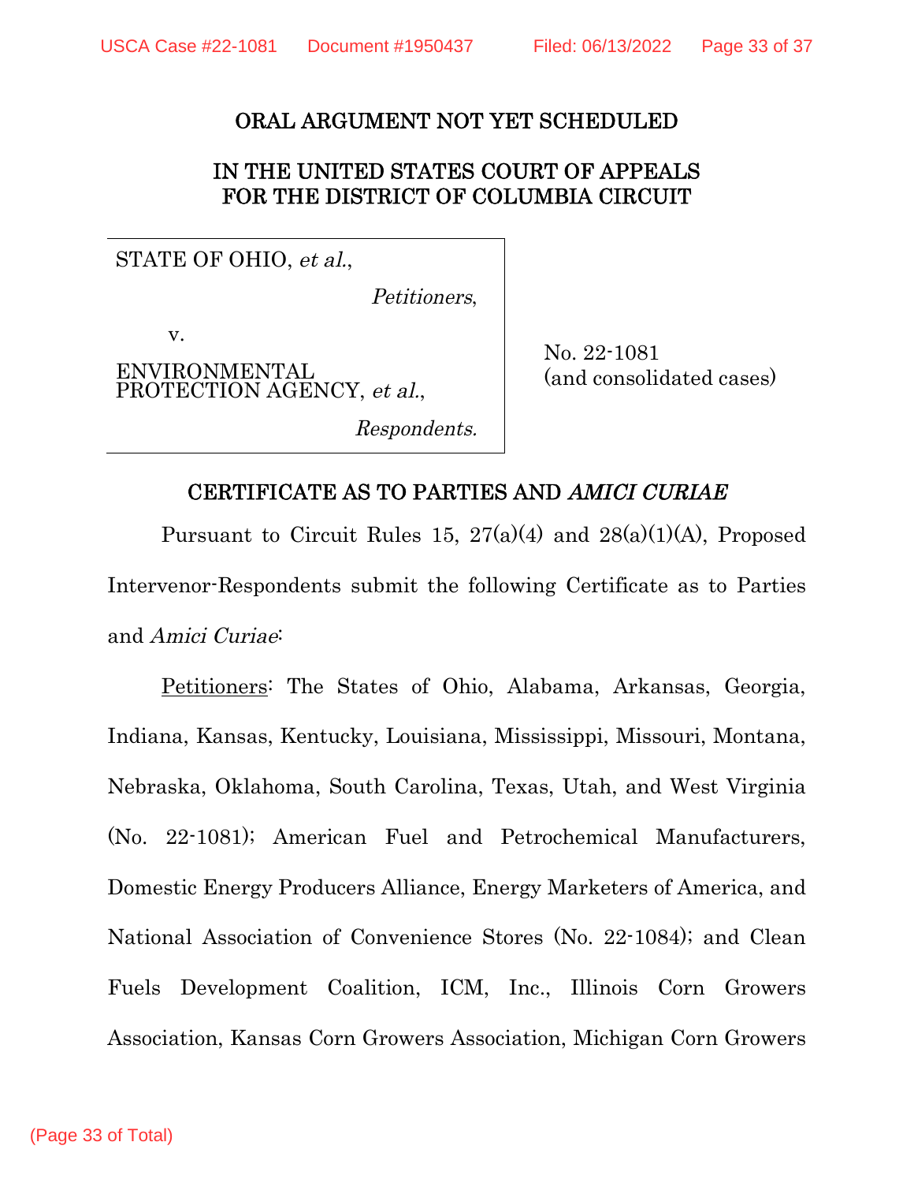ORAL ARGUMENT NOT YET SCHEDULED

IN THE UNITED STATES COURT OF APPEALS
FOR THE DISTRICT OF COLUMBIA CIRCUIT

| | |
|---|---|
| STATE OF OHIO, *et al.*,<br><br>*Petitioners*,<br><br>v.<br><br>ENVIRONMENTAL PROTECTION AGENCY, *et al.*,<br><br>*Respondents.* | No. 22-1081<br>(and consolidated cases) |

## CERTIFICATE AS TO PARTIES AND *AMICI CURIAE*

Pursuant to Circuit Rules 15, 27(a)(4) and 28(a)(1)(A), Proposed Intervenor-Respondents submit the following Certificate as to Parties and *Amici Curiae*:

Petitioners: The States of Ohio, Alabama, Arkansas, Georgia, Indiana, Kansas, Kentucky, Louisiana, Mississippi, Missouri, Montana, Nebraska, Oklahoma, South Carolina, Texas, Utah, and West Virginia (No. 22-1081); American Fuel and Petrochemical Manufacturers, Domestic Energy Producers Alliance, Energy Marketers of America, and National Association of Convenience Stores (No. 22-1084); and Clean Fuels Development Coalition, ICM, Inc., Illinois Corn Growers Association, Kansas Corn Growers Association, Michigan Corn Growers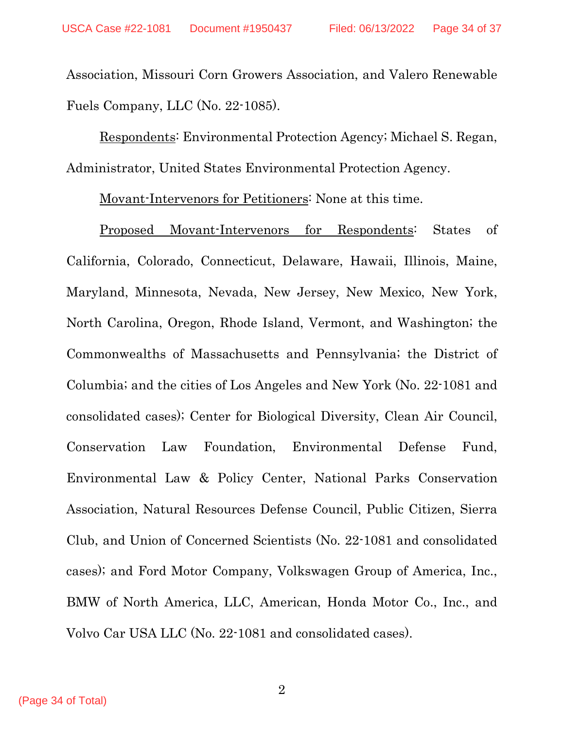Association, Missouri Corn Growers Association, and Valero Renewable Fuels Company, LLC (No. 22-1085).

Respondents: Environmental Protection Agency; Michael S. Regan, Administrator, United States Environmental Protection Agency.

Movant-Intervenors for Petitioners: None at this time.

Proposed Movant-Intervenors for Respondents: States of California, Colorado, Connecticut, Delaware, Hawaii, Illinois, Maine, Maryland, Minnesota, Nevada, New Jersey, New Mexico, New York, North Carolina, Oregon, Rhode Island, Vermont, and Washington; the Commonwealths of Massachusetts and Pennsylvania; the District of Columbia; and the cities of Los Angeles and New York (No. 22-1081 and consolidated cases); Center for Biological Diversity, Clean Air Council, Conservation Law Foundation, Environmental Defense Fund, Environmental Law & Policy Center, National Parks Conservation Association, Natural Resources Defense Council, Public Citizen, Sierra Club, and Union of Concerned Scientists (No. 22-1081 and consolidated cases); and Ford Motor Company, Volkswagen Group of America, Inc., BMW of North America, LLC, American, Honda Motor Co., Inc., and Volvo Car USA LLC (No. 22-1081 and consolidated cases).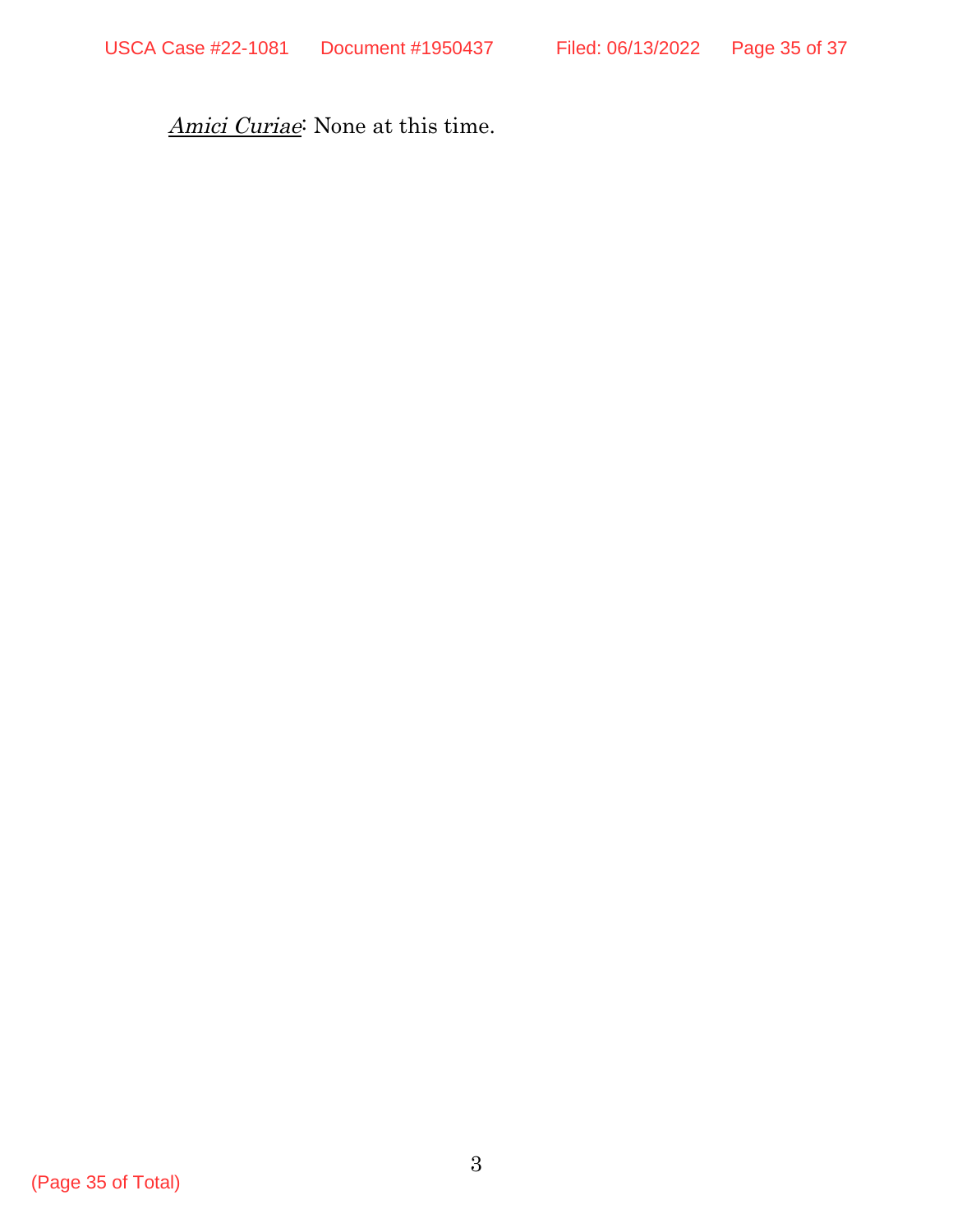*Amici Curiae*: None at this time.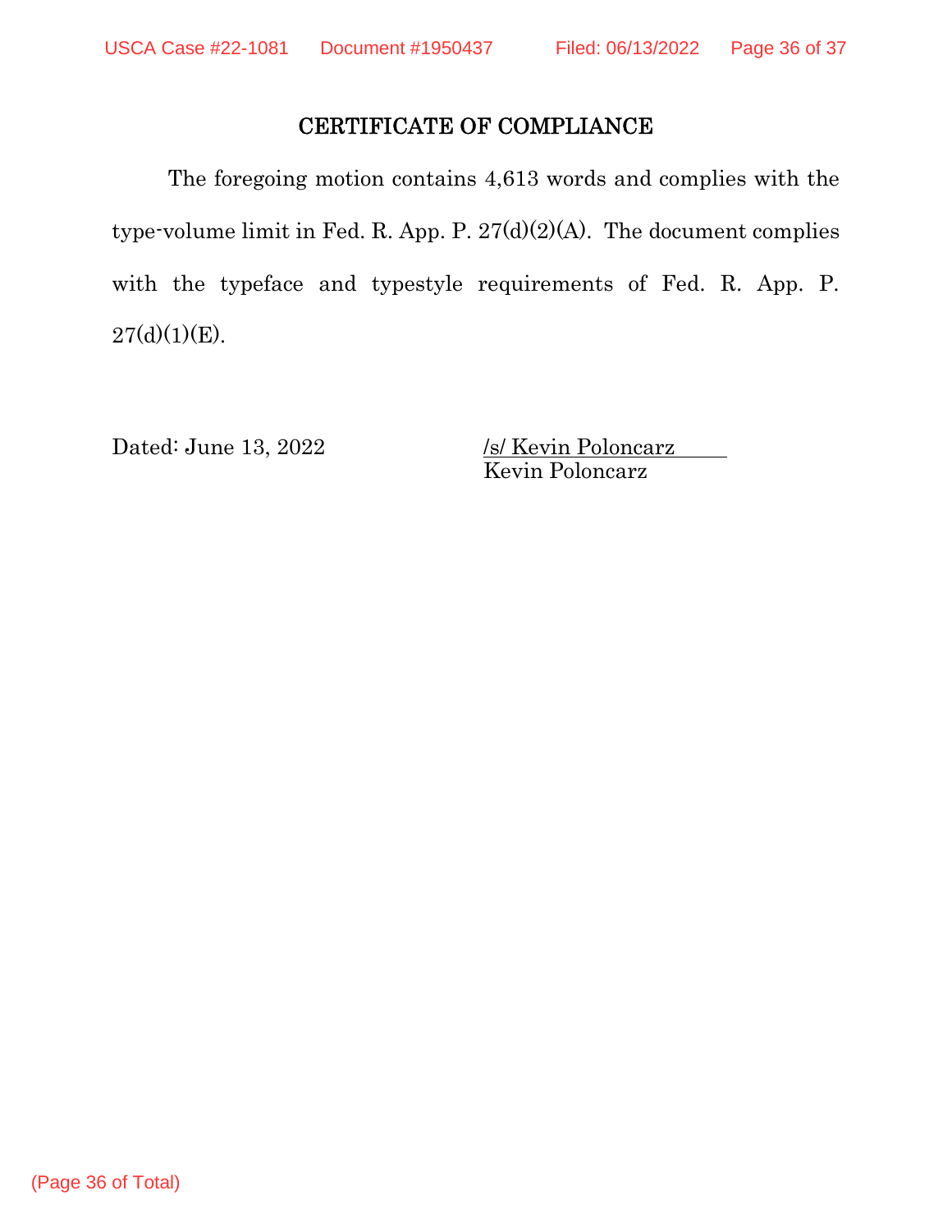# CERTIFICATE OF COMPLIANCE

The foregoing motion contains 4,613 words and complies with the type-volume limit in Fed. R. App. P. 27(d)(2)(A). The document complies with the typeface and typestyle requirements of Fed. R. App. P. 27(d)(1)(E).

Dated: June 13, 2022

/s/ Kevin Poloncarz
Kevin Poloncarz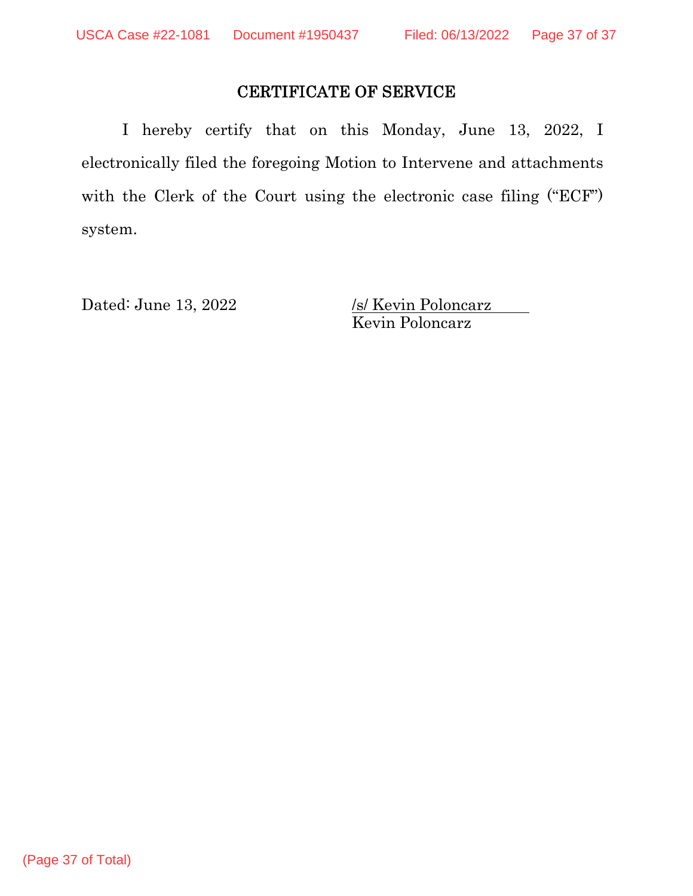## CERTIFICATE OF SERVICE

I hereby certify that on this Monday, June 13, 2022, I electronically filed the foregoing Motion to Intervene and attachments with the Clerk of the Court using the electronic case filing ("ECF") system.

Dated: June 13, 2022

/s/ Kevin Poloncarz
Kevin Poloncarz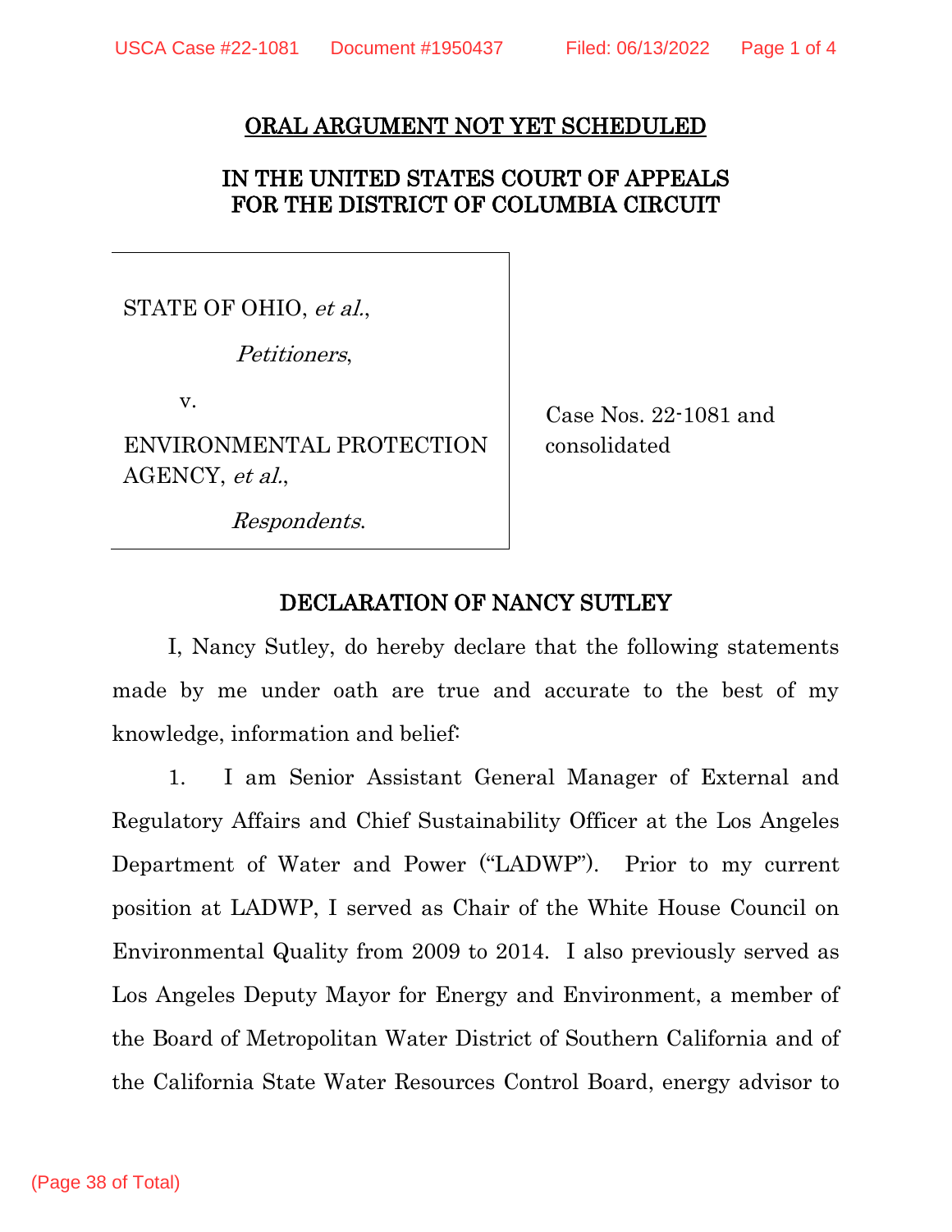ORAL ARGUMENT NOT YET SCHEDULED

IN THE UNITED STATES COURT OF APPEALS
FOR THE DISTRICT OF COLUMBIA CIRCUIT

| | |
|---|---|
| STATE OF OHIO, *et al.*,<br><br>*Petitioners*,<br><br>v.<br><br>ENVIRONMENTAL PROTECTION AGENCY, *et al.*,<br><br>*Respondents*. | Case Nos. 22-1081 and consolidated |

## DECLARATION OF NANCY SUTLEY

I, Nancy Sutley, do hereby declare that the following statements made by me under oath are true and accurate to the best of my knowledge, information and belief:

1. I am Senior Assistant General Manager of External and Regulatory Affairs and Chief Sustainability Officer at the Los Angeles Department of Water and Power ("LADWP"). Prior to my current position at LADWP, I served as Chair of the White House Council on Environmental Quality from 2009 to 2014. I also previously served as Los Angeles Deputy Mayor for Energy and Environment, a member of the Board of Metropolitan Water District of Southern California and of the California State Water Resources Control Board, energy advisor to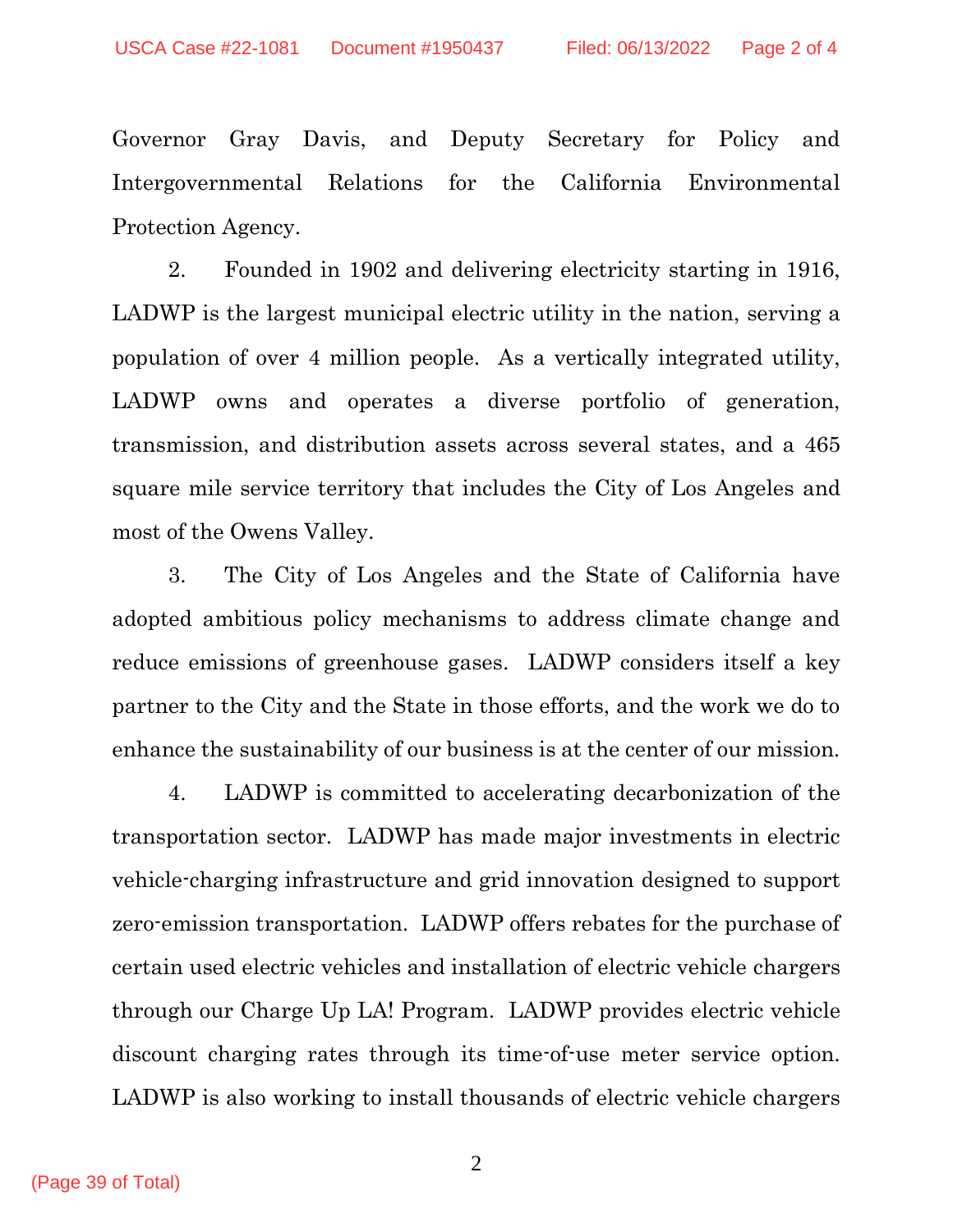Governor Gray Davis, and Deputy Secretary for Policy and Intergovernmental Relations for the California Environmental Protection Agency.

2. Founded in 1902 and delivering electricity starting in 1916, LADWP is the largest municipal electric utility in the nation, serving a population of over 4 million people. As a vertically integrated utility, LADWP owns and operates a diverse portfolio of generation, transmission, and distribution assets across several states, and a 465 square mile service territory that includes the City of Los Angeles and most of the Owens Valley.

3. The City of Los Angeles and the State of California have adopted ambitious policy mechanisms to address climate change and reduce emissions of greenhouse gases. LADWP considers itself a key partner to the City and the State in those efforts, and the work we do to enhance the sustainability of our business is at the center of our mission.

4. LADWP is committed to accelerating decarbonization of the transportation sector. LADWP has made major investments in electric vehicle-charging infrastructure and grid innovation designed to support zero-emission transportation. LADWP offers rebates for the purchase of certain used electric vehicles and installation of electric vehicle chargers through our Charge Up LA! Program. LADWP provides electric vehicle discount charging rates through its time-of-use meter service option. LADWP is also working to install thousands of electric vehicle chargers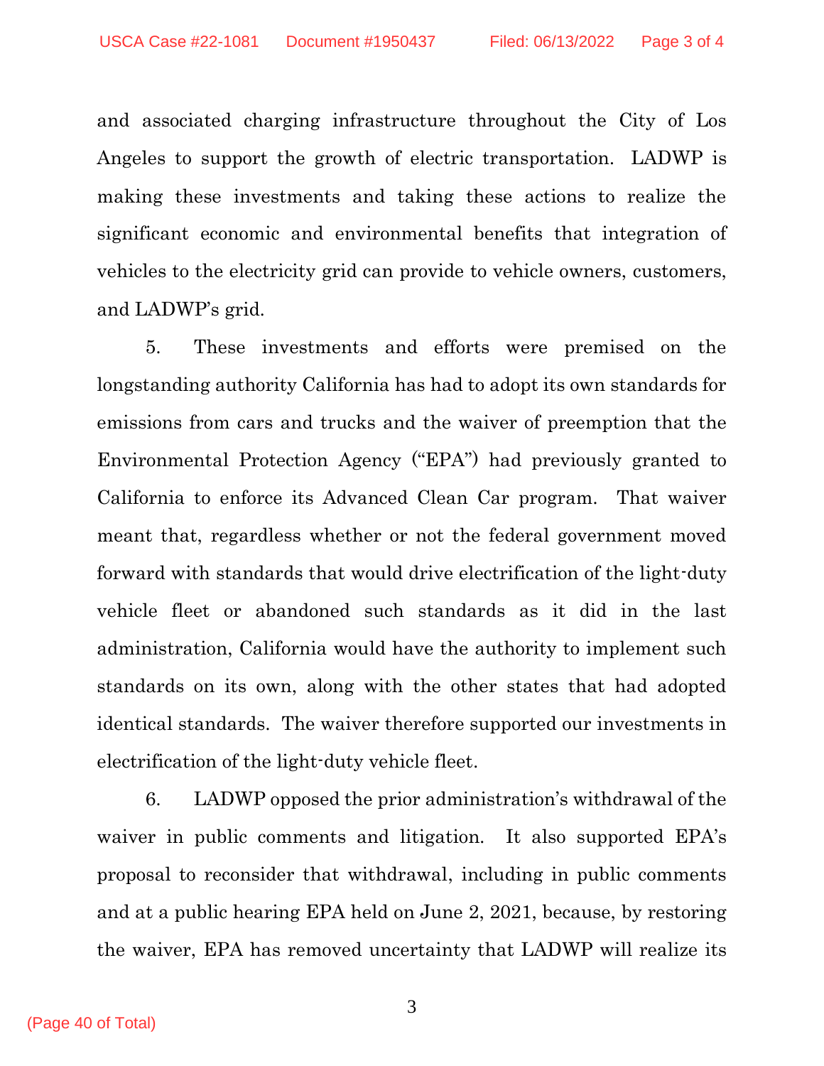and associated charging infrastructure throughout the City of Los Angeles to support the growth of electric transportation. LADWP is making these investments and taking these actions to realize the significant economic and environmental benefits that integration of vehicles to the electricity grid can provide to vehicle owners, customers, and LADWP's grid.

5. These investments and efforts were premised on the longstanding authority California has had to adopt its own standards for emissions from cars and trucks and the waiver of preemption that the Environmental Protection Agency ("EPA") had previously granted to California to enforce its Advanced Clean Car program. That waiver meant that, regardless whether or not the federal government moved forward with standards that would drive electrification of the light-duty vehicle fleet or abandoned such standards as it did in the last administration, California would have the authority to implement such standards on its own, along with the other states that had adopted identical standards. The waiver therefore supported our investments in electrification of the light-duty vehicle fleet.

6. LADWP opposed the prior administration's withdrawal of the waiver in public comments and litigation. It also supported EPA's proposal to reconsider that withdrawal, including in public comments and at a public hearing EPA held on June 2, 2021, because, by restoring the waiver, EPA has removed uncertainty that LADWP will realize its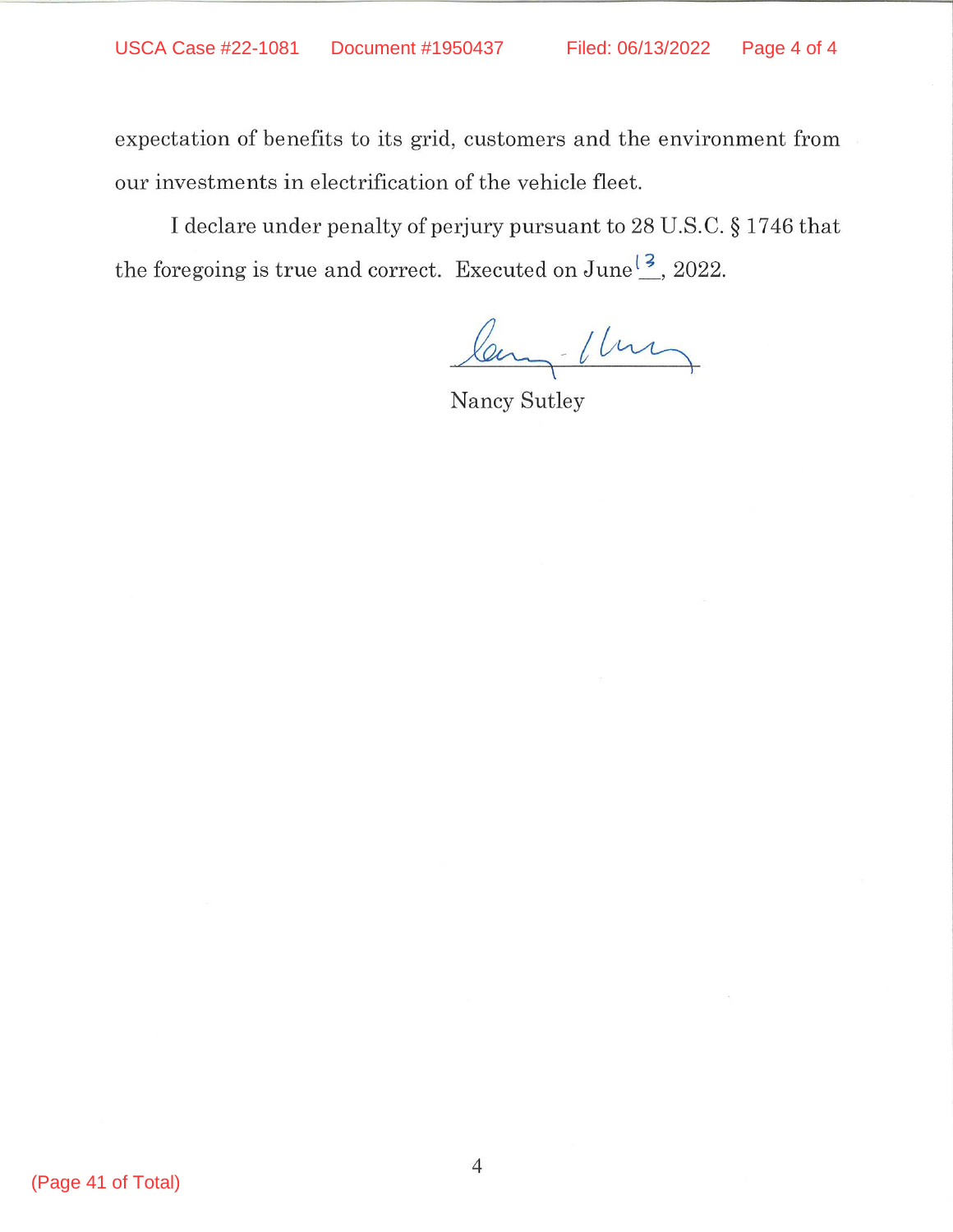expectation of benefits to its grid, customers and the environment from our investments in electrification of the vehicle fleet.

I declare under penalty of perjury pursuant to 28 U.S.C. § 1746 that the foregoing is true and correct. Executed on June 13, 2022.

Nancy Sutley